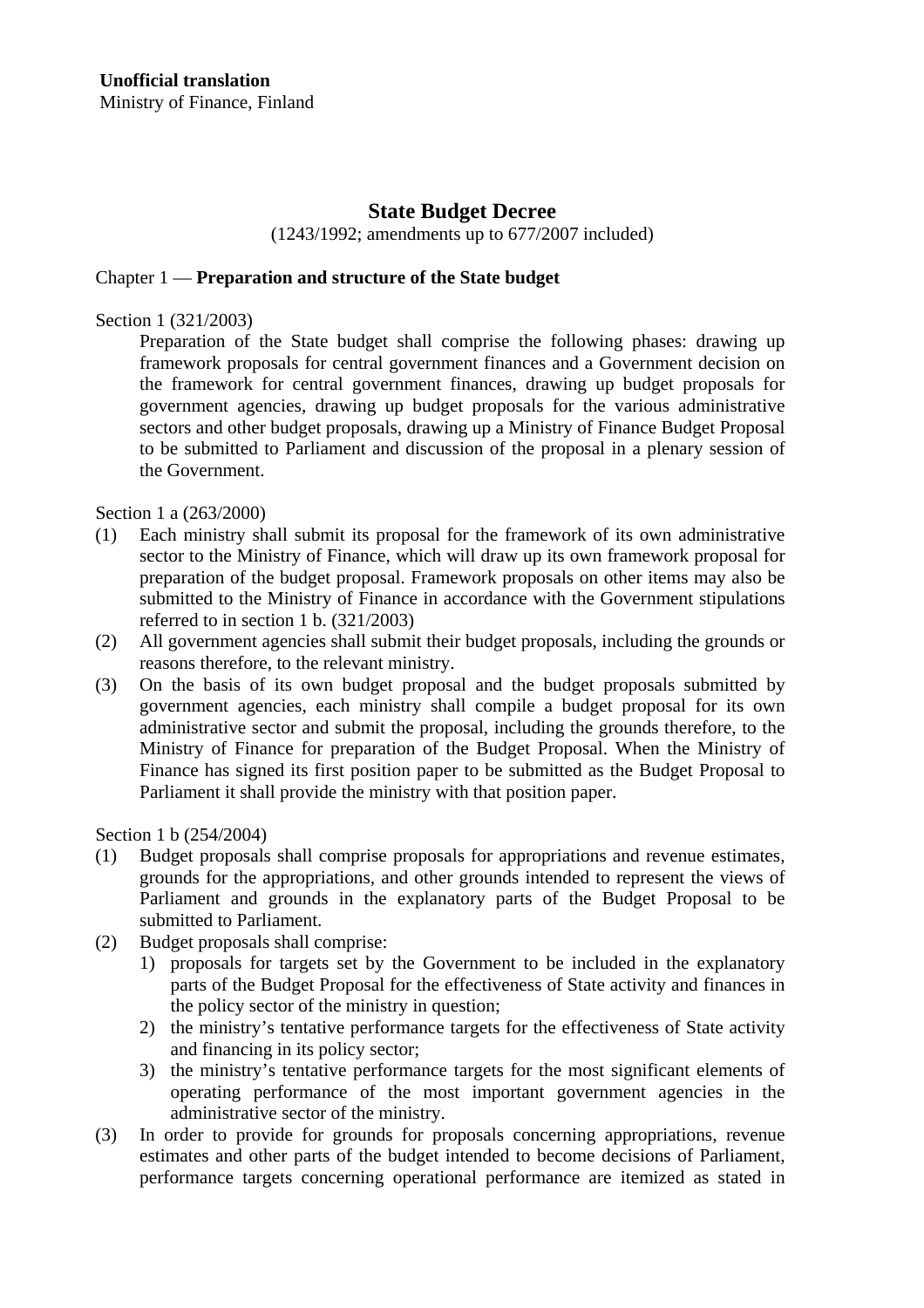**Unofficial translation**
Ministry of Finance, Finland

# State Budget Decree

(1243/1992; amendments up to 677/2007 included)

## Chapter 1 — **Preparation and structure of the State budget**

Section 1 (321/2003)

Preparation of the State budget shall comprise the following phases: drawing up framework proposals for central government finances and a Government decision on the framework for central government finances, drawing up budget proposals for government agencies, drawing up budget proposals for the various administrative sectors and other budget proposals, drawing up a Ministry of Finance Budget Proposal to be submitted to Parliament and discussion of the proposal in a plenary session of the Government.

Section 1 a (263/2000)

(1) Each ministry shall submit its proposal for the framework of its own administrative sector to the Ministry of Finance, which will draw up its own framework proposal for preparation of the budget proposal. Framework proposals on other items may also be submitted to the Ministry of Finance in accordance with the Government stipulations referred to in section 1 b. (321/2003)

(2) All government agencies shall submit their budget proposals, including the grounds or reasons therefore, to the relevant ministry.

(3) On the basis of its own budget proposal and the budget proposals submitted by government agencies, each ministry shall compile a budget proposal for its own administrative sector and submit the proposal, including the grounds therefore, to the Ministry of Finance for preparation of the Budget Proposal. When the Ministry of Finance has signed its first position paper to be submitted as the Budget Proposal to Parliament it shall provide the ministry with that position paper.

Section 1 b (254/2004)

(1) Budget proposals shall comprise proposals for appropriations and revenue estimates, grounds for the appropriations, and other grounds intended to represent the views of Parliament and grounds in the explanatory parts of the Budget Proposal to be submitted to Parliament.

(2) Budget proposals shall comprise:
   1) proposals for targets set by the Government to be included in the explanatory parts of the Budget Proposal for the effectiveness of State activity and finances in the policy sector of the ministry in question;
   2) the ministry's tentative performance targets for the effectiveness of State activity and financing in its policy sector;
   3) the ministry's tentative performance targets for the most significant elements of operating performance of the most important government agencies in the administrative sector of the ministry.

(3) In order to provide for grounds for proposals concerning appropriations, revenue estimates and other parts of the budget intended to become decisions of Parliament, performance targets concerning operational performance are itemized as stated in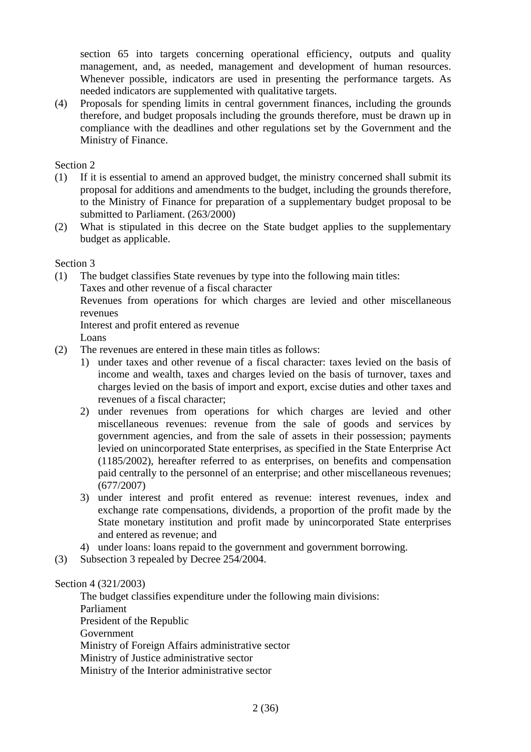section 65 into targets concerning operational efficiency, outputs and quality management, and, as needed, management and development of human resources. Whenever possible, indicators are used in presenting the performance targets. As needed indicators are supplemented with qualitative targets.

(4) Proposals for spending limits in central government finances, including the grounds therefore, and budget proposals including the grounds therefore, must be drawn up in compliance with the deadlines and other regulations set by the Government and the Ministry of Finance.

Section 2

(1) If it is essential to amend an approved budget, the ministry concerned shall submit its proposal for additions and amendments to the budget, including the grounds therefore, to the Ministry of Finance for preparation of a supplementary budget proposal to be submitted to Parliament. (263/2000)

(2) What is stipulated in this decree on the State budget applies to the supplementary budget as applicable.

Section 3

(1) The budget classifies State revenues by type into the following main titles:
Taxes and other revenue of a fiscal character
Revenues from operations for which charges are levied and other miscellaneous revenues
Interest and profit entered as revenue
Loans

(2) The revenues are entered in these main titles as follows:
1) under taxes and other revenue of a fiscal character: taxes levied on the basis of income and wealth, taxes and charges levied on the basis of turnover, taxes and charges levied on the basis of import and export, excise duties and other taxes and revenues of a fiscal character;
2) under revenues from operations for which charges are levied and other miscellaneous revenues: revenue from the sale of goods and services by government agencies, and from the sale of assets in their possession; payments levied on unincorporated State enterprises, as specified in the State Enterprise Act (1185/2002), hereafter referred to as enterprises, on benefits and compensation paid centrally to the personnel of an enterprise; and other miscellaneous revenues; (677/2007)
3) under interest and profit entered as revenue: interest revenues, index and exchange rate compensations, dividends, a proportion of the profit made by the State monetary institution and profit made by unincorporated State enterprises and entered as revenue; and
4) under loans: loans repaid to the government and government borrowing.

(3) Subsection 3 repealed by Decree 254/2004.

Section 4 (321/2003)

The budget classifies expenditure under the following main divisions:
Parliament
President of the Republic
Government
Ministry of Foreign Affairs administrative sector
Ministry of Justice administrative sector
Ministry of the Interior administrative sector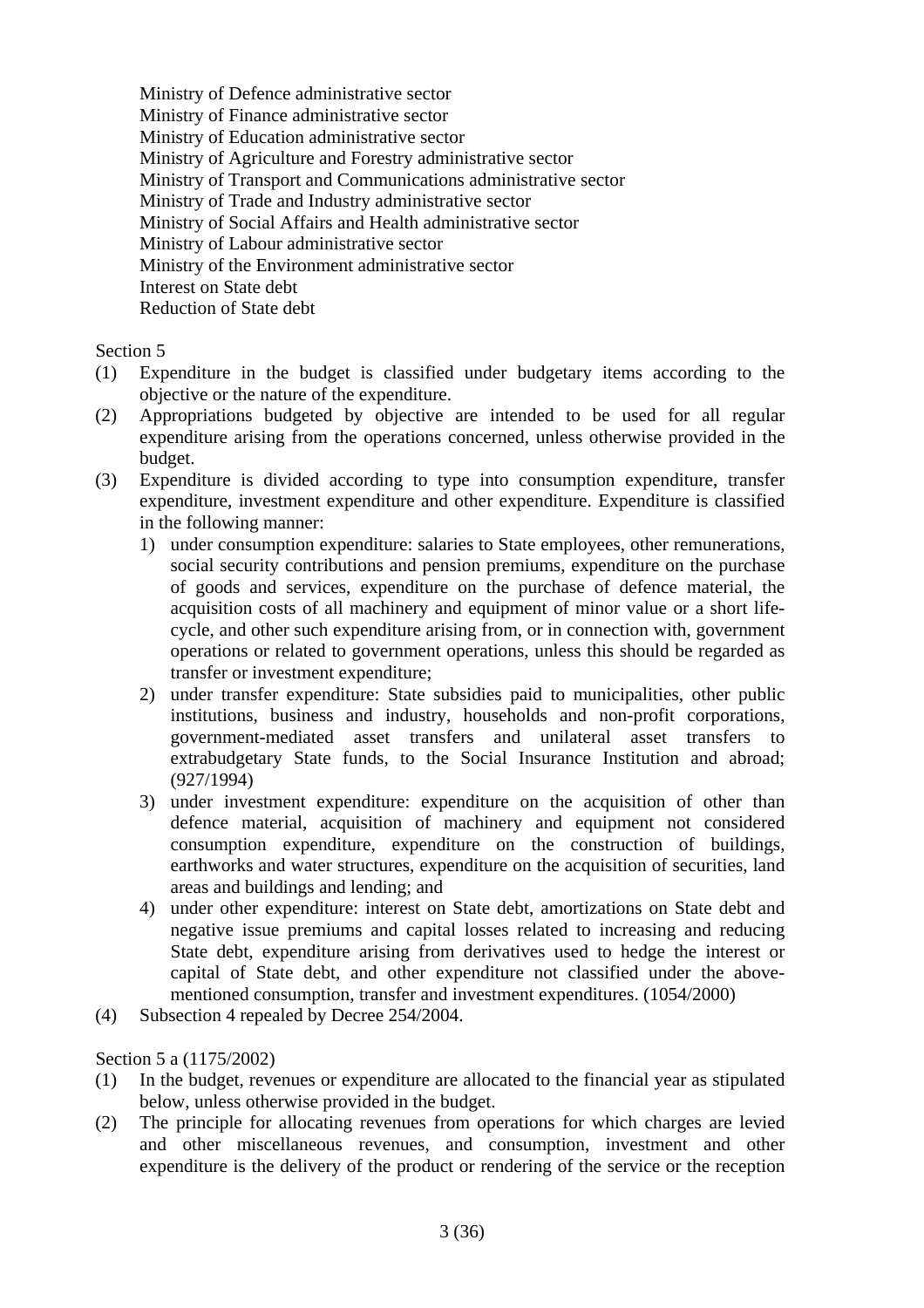Ministry of Defence administrative sector
Ministry of Finance administrative sector
Ministry of Education administrative sector
Ministry of Agriculture and Forestry administrative sector
Ministry of Transport and Communications administrative sector
Ministry of Trade and Industry administrative sector
Ministry of Social Affairs and Health administrative sector
Ministry of Labour administrative sector
Ministry of the Environment administrative sector
Interest on State debt
Reduction of State debt

Section 5

(1) Expenditure in the budget is classified under budgetary items according to the objective or the nature of the expenditure.

(2) Appropriations budgeted by objective are intended to be used for all regular expenditure arising from the operations concerned, unless otherwise provided in the budget.

(3) Expenditure is divided according to type into consumption expenditure, transfer expenditure, investment expenditure and other expenditure. Expenditure is classified in the following manner:

1) under consumption expenditure: salaries to State employees, other remunerations, social security contributions and pension premiums, expenditure on the purchase of goods and services, expenditure on the purchase of defence material, the acquisition costs of all machinery and equipment of minor value or a short life-cycle, and other such expenditure arising from, or in connection with, government operations or related to government operations, unless this should be regarded as transfer or investment expenditure;
2) under transfer expenditure: State subsidies paid to municipalities, other public institutions, business and industry, households and non-profit corporations, government-mediated asset transfers and unilateral asset transfers to extrabudgetary State funds, to the Social Insurance Institution and abroad; (927/1994)
3) under investment expenditure: expenditure on the acquisition of other than defence material, acquisition of machinery and equipment not considered consumption expenditure, expenditure on the construction of buildings, earthworks and water structures, expenditure on the acquisition of securities, land areas and buildings and lending; and
4) under other expenditure: interest on State debt, amortizations on State debt and negative issue premiums and capital losses related to increasing and reducing State debt, expenditure arising from derivatives used to hedge the interest or capital of State debt, and other expenditure not classified under the above-mentioned consumption, transfer and investment expenditures. (1054/2000)

(4) Subsection 4 repealed by Decree 254/2004.

Section 5 a (1175/2002)

(1) In the budget, revenues or expenditure are allocated to the financial year as stipulated below, unless otherwise provided in the budget.

(2) The principle for allocating revenues from operations for which charges are levied and other miscellaneous revenues, and consumption, investment and other expenditure is the delivery of the product or rendering of the service or the reception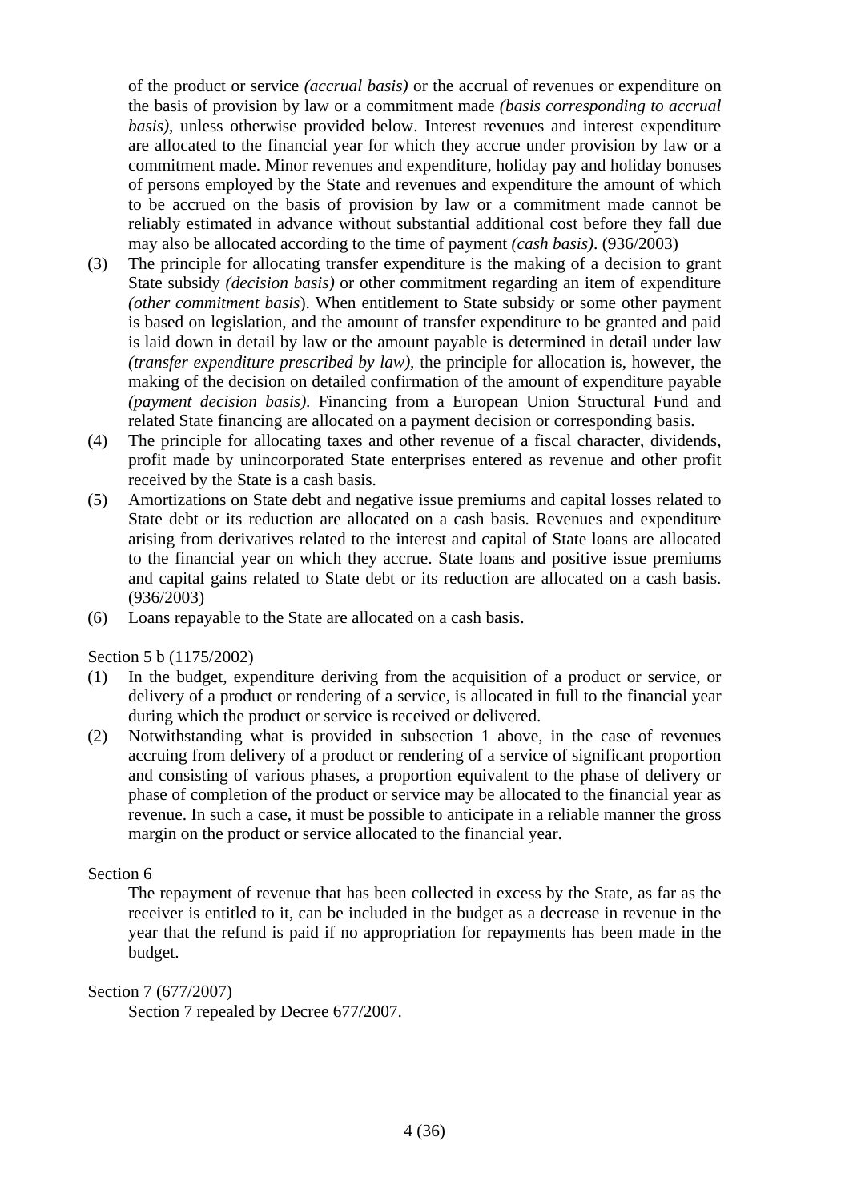of the product or service *(accrual basis)* or the accrual of revenues or expenditure on the basis of provision by law or a commitment made *(basis corresponding to accrual basis)*, unless otherwise provided below. Interest revenues and interest expenditure are allocated to the financial year for which they accrue under provision by law or a commitment made. Minor revenues and expenditure, holiday pay and holiday bonuses of persons employed by the State and revenues and expenditure the amount of which to be accrued on the basis of provision by law or a commitment made cannot be reliably estimated in advance without substantial additional cost before they fall due may also be allocated according to the time of payment *(cash basis)*. (936/2003)

(3) The principle for allocating transfer expenditure is the making of a decision to grant State subsidy *(decision basis)* or other commitment regarding an item of expenditure *(other commitment basis*). When entitlement to State subsidy or some other payment is based on legislation, and the amount of transfer expenditure to be granted and paid is laid down in detail by law or the amount payable is determined in detail under law *(transfer expenditure prescribed by law)*, the principle for allocation is, however, the making of the decision on detailed confirmation of the amount of expenditure payable *(payment decision basis)*. Financing from a European Union Structural Fund and related State financing are allocated on a payment decision or corresponding basis.

(4) The principle for allocating taxes and other revenue of a fiscal character, dividends, profit made by unincorporated State enterprises entered as revenue and other profit received by the State is a cash basis.

(5) Amortizations on State debt and negative issue premiums and capital losses related to State debt or its reduction are allocated on a cash basis. Revenues and expenditure arising from derivatives related to the interest and capital of State loans are allocated to the financial year on which they accrue. State loans and positive issue premiums and capital gains related to State debt or its reduction are allocated on a cash basis. (936/2003)

(6) Loans repayable to the State are allocated on a cash basis.

Section 5 b (1175/2002)

(1) In the budget, expenditure deriving from the acquisition of a product or service, or delivery of a product or rendering of a service, is allocated in full to the financial year during which the product or service is received or delivered.

(2) Notwithstanding what is provided in subsection 1 above, in the case of revenues accruing from delivery of a product or rendering of a service of significant proportion and consisting of various phases, a proportion equivalent to the phase of delivery or phase of completion of the product or service may be allocated to the financial year as revenue. In such a case, it must be possible to anticipate in a reliable manner the gross margin on the product or service allocated to the financial year.

Section 6

The repayment of revenue that has been collected in excess by the State, as far as the receiver is entitled to it, can be included in the budget as a decrease in revenue in the year that the refund is paid if no appropriation for repayments has been made in the budget.

Section 7 (677/2007)

Section 7 repealed by Decree 677/2007.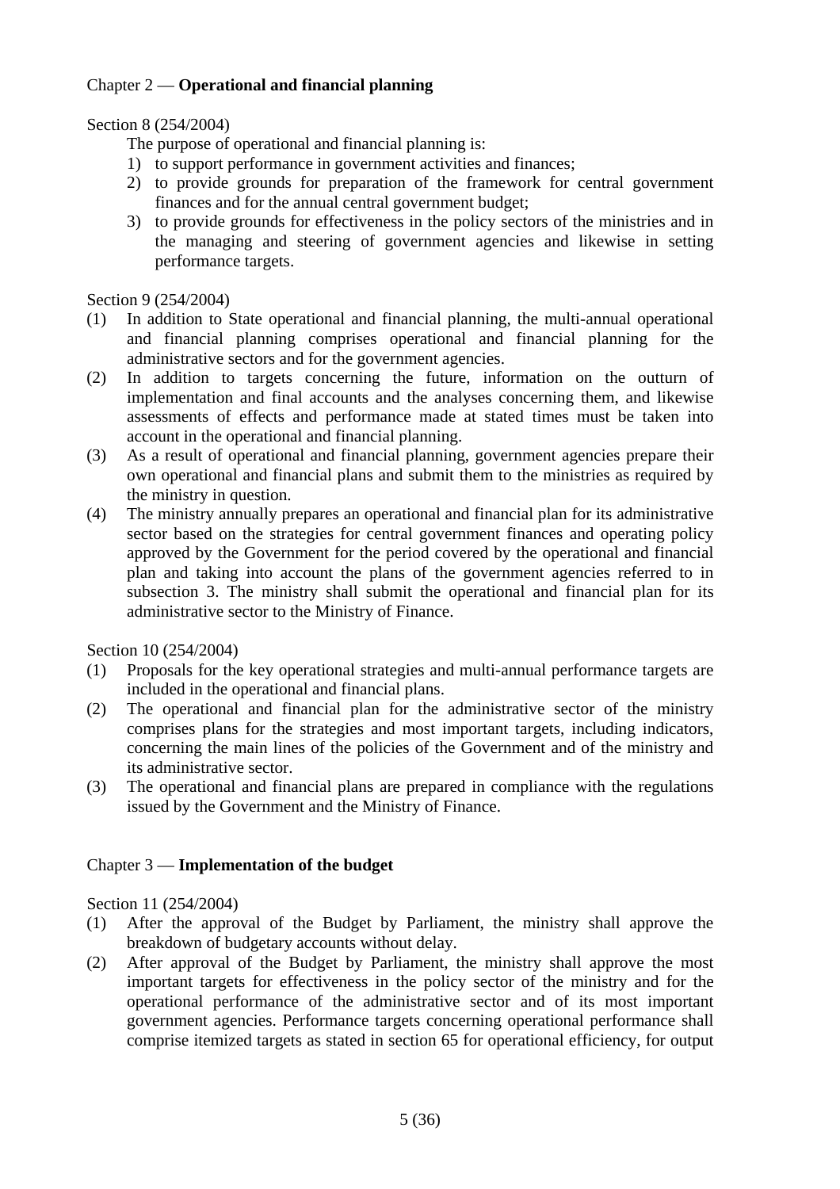## Chapter 2 — **Operational and financial planning**

Section 8 (254/2004)

The purpose of operational and financial planning is:

1) to support performance in government activities and finances;
2) to provide grounds for preparation of the framework for central government finances and for the annual central government budget;
3) to provide grounds for effectiveness in the policy sectors of the ministries and in the managing and steering of government agencies and likewise in setting performance targets.

Section 9 (254/2004)

(1) In addition to State operational and financial planning, the multi-annual operational and financial planning comprises operational and financial planning for the administrative sectors and for the government agencies.

(2) In addition to targets concerning the future, information on the outturn of implementation and final accounts and the analyses concerning them, and likewise assessments of effects and performance made at stated times must be taken into account in the operational and financial planning.

(3) As a result of operational and financial planning, government agencies prepare their own operational and financial plans and submit them to the ministries as required by the ministry in question.

(4) The ministry annually prepares an operational and financial plan for its administrative sector based on the strategies for central government finances and operating policy approved by the Government for the period covered by the operational and financial plan and taking into account the plans of the government agencies referred to in subsection 3. The ministry shall submit the operational and financial plan for its administrative sector to the Ministry of Finance.

Section 10 (254/2004)

(1) Proposals for the key operational strategies and multi-annual performance targets are included in the operational and financial plans.

(2) The operational and financial plan for the administrative sector of the ministry comprises plans for the strategies and most important targets, including indicators, concerning the main lines of the policies of the Government and of the ministry and its administrative sector.

(3) The operational and financial plans are prepared in compliance with the regulations issued by the Government and the Ministry of Finance.

## Chapter 3 — **Implementation of the budget**

Section 11 (254/2004)

(1) After the approval of the Budget by Parliament, the ministry shall approve the breakdown of budgetary accounts without delay.

(2) After approval of the Budget by Parliament, the ministry shall approve the most important targets for effectiveness in the policy sector of the ministry and for the operational performance of the administrative sector and of its most important government agencies. Performance targets concerning operational performance shall comprise itemized targets as stated in section 65 for operational efficiency, for output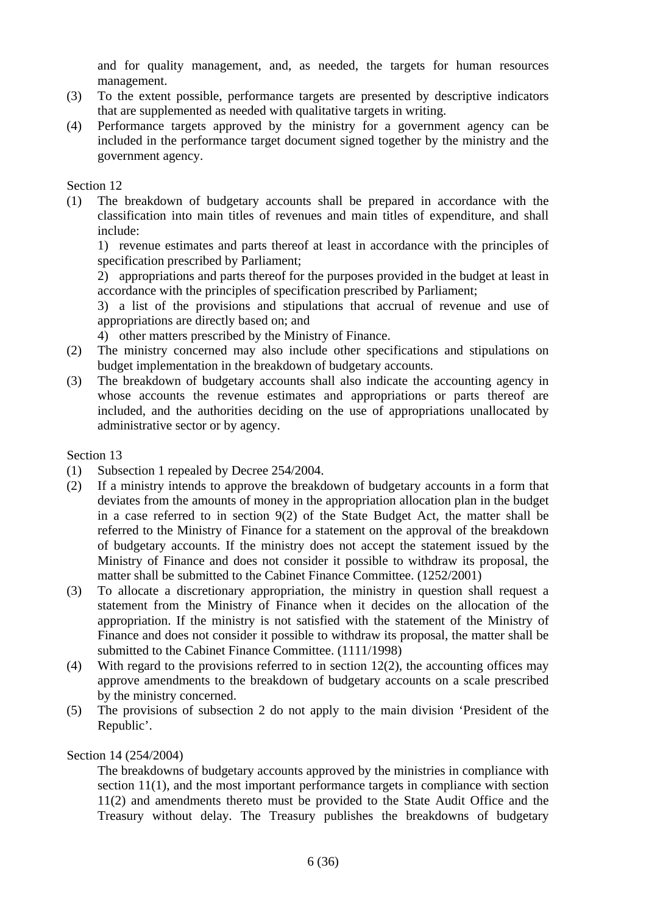and for quality management, and, as needed, the targets for human resources management.

(3) To the extent possible, performance targets are presented by descriptive indicators that are supplemented as needed with qualitative targets in writing.

(4) Performance targets approved by the ministry for a government agency can be included in the performance target document signed together by the ministry and the government agency.

Section 12

(1) The breakdown of budgetary accounts shall be prepared in accordance with the classification into main titles of revenues and main titles of expenditure, and shall include:

1) revenue estimates and parts thereof at least in accordance with the principles of specification prescribed by Parliament;

2) appropriations and parts thereof for the purposes provided in the budget at least in accordance with the principles of specification prescribed by Parliament;

3) a list of the provisions and stipulations that accrual of revenue and use of appropriations are directly based on; and

4) other matters prescribed by the Ministry of Finance.

(2) The ministry concerned may also include other specifications and stipulations on budget implementation in the breakdown of budgetary accounts.

(3) The breakdown of budgetary accounts shall also indicate the accounting agency in whose accounts the revenue estimates and appropriations or parts thereof are included, and the authorities deciding on the use of appropriations unallocated by administrative sector or by agency.

Section 13

(1) Subsection 1 repealed by Decree 254/2004.

(2) If a ministry intends to approve the breakdown of budgetary accounts in a form that deviates from the amounts of money in the appropriation allocation plan in the budget in a case referred to in section 9(2) of the State Budget Act, the matter shall be referred to the Ministry of Finance for a statement on the approval of the breakdown of budgetary accounts. If the ministry does not accept the statement issued by the Ministry of Finance and does not consider it possible to withdraw its proposal, the matter shall be submitted to the Cabinet Finance Committee. (1252/2001)

(3) To allocate a discretionary appropriation, the ministry in question shall request a statement from the Ministry of Finance when it decides on the allocation of the appropriation. If the ministry is not satisfied with the statement of the Ministry of Finance and does not consider it possible to withdraw its proposal, the matter shall be submitted to the Cabinet Finance Committee. (1111/1998)

(4) With regard to the provisions referred to in section 12(2), the accounting offices may approve amendments to the breakdown of budgetary accounts on a scale prescribed by the ministry concerned.

(5) The provisions of subsection 2 do not apply to the main division 'President of the Republic'.

Section 14 (254/2004)

The breakdowns of budgetary accounts approved by the ministries in compliance with section 11(1), and the most important performance targets in compliance with section 11(2) and amendments thereto must be provided to the State Audit Office and the Treasury without delay. The Treasury publishes the breakdowns of budgetary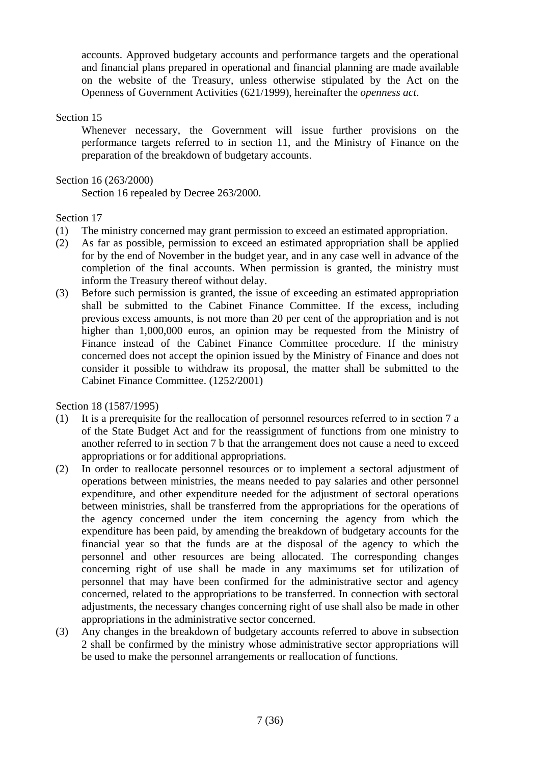accounts. Approved budgetary accounts and performance targets and the operational and financial plans prepared in operational and financial planning are made available on the website of the Treasury, unless otherwise stipulated by the Act on the Openness of Government Activities (621/1999), hereinafter the *openness act*.

Section 15

Whenever necessary, the Government will issue further provisions on the performance targets referred to in section 11, and the Ministry of Finance on the preparation of the breakdown of budgetary accounts.

Section 16 (263/2000)

Section 16 repealed by Decree 263/2000.

Section 17

(1) The ministry concerned may grant permission to exceed an estimated appropriation.

(2) As far as possible, permission to exceed an estimated appropriation shall be applied for by the end of November in the budget year, and in any case well in advance of the completion of the final accounts. When permission is granted, the ministry must inform the Treasury thereof without delay.

(3) Before such permission is granted, the issue of exceeding an estimated appropriation shall be submitted to the Cabinet Finance Committee. If the excess, including previous excess amounts, is not more than 20 per cent of the appropriation and is not higher than 1,000,000 euros, an opinion may be requested from the Ministry of Finance instead of the Cabinet Finance Committee procedure. If the ministry concerned does not accept the opinion issued by the Ministry of Finance and does not consider it possible to withdraw its proposal, the matter shall be submitted to the Cabinet Finance Committee. (1252/2001)

Section 18 (1587/1995)

(1) It is a prerequisite for the reallocation of personnel resources referred to in section 7 a of the State Budget Act and for the reassignment of functions from one ministry to another referred to in section 7 b that the arrangement does not cause a need to exceed appropriations or for additional appropriations.

(2) In order to reallocate personnel resources or to implement a sectoral adjustment of operations between ministries, the means needed to pay salaries and other personnel expenditure, and other expenditure needed for the adjustment of sectoral operations between ministries, shall be transferred from the appropriations for the operations of the agency concerned under the item concerning the agency from which the expenditure has been paid, by amending the breakdown of budgetary accounts for the financial year so that the funds are at the disposal of the agency to which the personnel and other resources are being allocated. The corresponding changes concerning right of use shall be made in any maximums set for utilization of personnel that may have been confirmed for the administrative sector and agency concerned, related to the appropriations to be transferred. In connection with sectoral adjustments, the necessary changes concerning right of use shall also be made in other appropriations in the administrative sector concerned.

(3) Any changes in the breakdown of budgetary accounts referred to above in subsection 2 shall be confirmed by the ministry whose administrative sector appropriations will be used to make the personnel arrangements or reallocation of functions.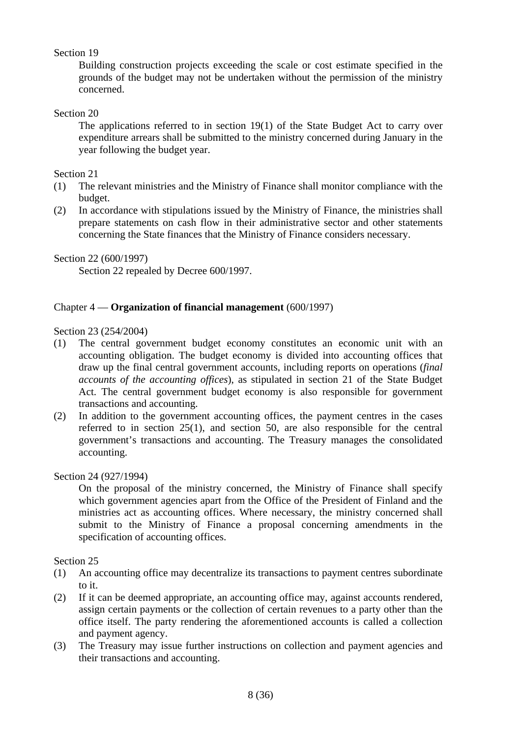Section 19

Building construction projects exceeding the scale or cost estimate specified in the grounds of the budget may not be undertaken without the permission of the ministry concerned.

Section 20

The applications referred to in section 19(1) of the State Budget Act to carry over expenditure arrears shall be submitted to the ministry concerned during January in the year following the budget year.

Section 21

(1) The relevant ministries and the Ministry of Finance shall monitor compliance with the budget.

(2) In accordance with stipulations issued by the Ministry of Finance, the ministries shall prepare statements on cash flow in their administrative sector and other statements concerning the State finances that the Ministry of Finance considers necessary.

Section 22 (600/1997)

Section 22 repealed by Decree 600/1997.

## Chapter 4 — **Organization of financial management** (600/1997)

Section 23 (254/2004)

(1) The central government budget economy constitutes an economic unit with an accounting obligation. The budget economy is divided into accounting offices that draw up the final central government accounts, including reports on operations (*final accounts of the accounting offices*), as stipulated in section 21 of the State Budget Act. The central government budget economy is also responsible for government transactions and accounting.

(2) In addition to the government accounting offices, the payment centres in the cases referred to in section 25(1), and section 50, are also responsible for the central government's transactions and accounting. The Treasury manages the consolidated accounting.

Section 24 (927/1994)

On the proposal of the ministry concerned, the Ministry of Finance shall specify which government agencies apart from the Office of the President of Finland and the ministries act as accounting offices. Where necessary, the ministry concerned shall submit to the Ministry of Finance a proposal concerning amendments in the specification of accounting offices.

Section 25

(1) An accounting office may decentralize its transactions to payment centres subordinate to it.

(2) If it can be deemed appropriate, an accounting office may, against accounts rendered, assign certain payments or the collection of certain revenues to a party other than the office itself. The party rendering the aforementioned accounts is called a collection and payment agency.

(3) The Treasury may issue further instructions on collection and payment agencies and their transactions and accounting.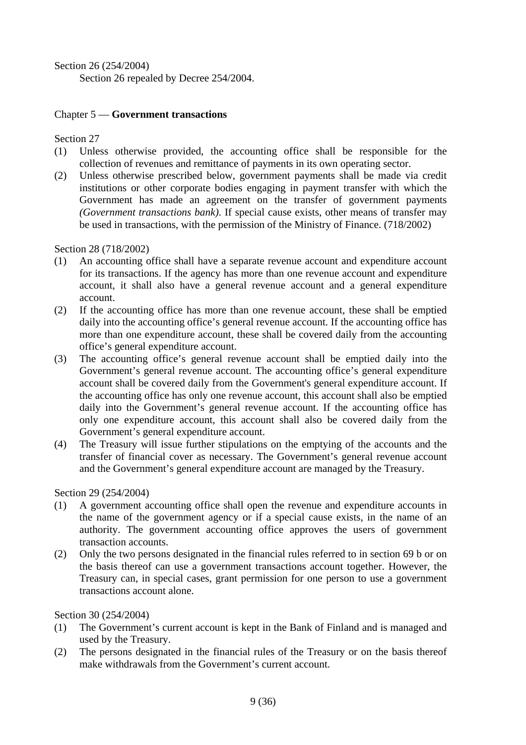Section 26 (254/2004)

Section 26 repealed by Decree 254/2004.

## Chapter 5 — **Government transactions**

Section 27

(1) Unless otherwise provided, the accounting office shall be responsible for the collection of revenues and remittance of payments in its own operating sector.

(2) Unless otherwise prescribed below, government payments shall be made via credit institutions or other corporate bodies engaging in payment transfer with which the Government has made an agreement on the transfer of government payments *(Government transactions bank)*. If special cause exists, other means of transfer may be used in transactions, with the permission of the Ministry of Finance. (718/2002)

Section 28 (718/2002)

(1) An accounting office shall have a separate revenue account and expenditure account for its transactions. If the agency has more than one revenue account and expenditure account, it shall also have a general revenue account and a general expenditure account.

(2) If the accounting office has more than one revenue account, these shall be emptied daily into the accounting office's general revenue account. If the accounting office has more than one expenditure account, these shall be covered daily from the accounting office's general expenditure account.

(3) The accounting office's general revenue account shall be emptied daily into the Government's general revenue account. The accounting office's general expenditure account shall be covered daily from the Government's general expenditure account. If the accounting office has only one revenue account, this account shall also be emptied daily into the Government's general revenue account. If the accounting office has only one expenditure account, this account shall also be covered daily from the Government's general expenditure account.

(4) The Treasury will issue further stipulations on the emptying of the accounts and the transfer of financial cover as necessary. The Government's general revenue account and the Government's general expenditure account are managed by the Treasury.

Section 29 (254/2004)

(1) A government accounting office shall open the revenue and expenditure accounts in the name of the government agency or if a special cause exists, in the name of an authority. The government accounting office approves the users of government transaction accounts.

(2) Only the two persons designated in the financial rules referred to in section 69 b or on the basis thereof can use a government transactions account together. However, the Treasury can, in special cases, grant permission for one person to use a government transactions account alone.

Section 30 (254/2004)

(1) The Government's current account is kept in the Bank of Finland and is managed and used by the Treasury.

(2) The persons designated in the financial rules of the Treasury or on the basis thereof make withdrawals from the Government's current account.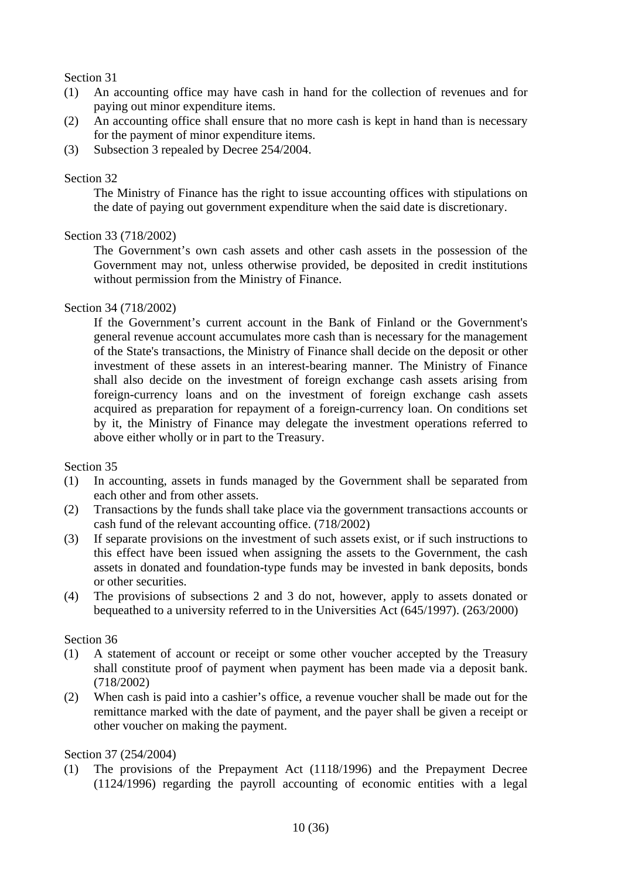Section 31

(1) An accounting office may have cash in hand for the collection of revenues and for paying out minor expenditure items.

(2) An accounting office shall ensure that no more cash is kept in hand than is necessary for the payment of minor expenditure items.

(3) Subsection 3 repealed by Decree 254/2004.

Section 32

The Ministry of Finance has the right to issue accounting offices with stipulations on the date of paying out government expenditure when the said date is discretionary.

Section 33 (718/2002)

The Government's own cash assets and other cash assets in the possession of the Government may not, unless otherwise provided, be deposited in credit institutions without permission from the Ministry of Finance.

Section 34 (718/2002)

If the Government's current account in the Bank of Finland or the Government's general revenue account accumulates more cash than is necessary for the management of the State's transactions, the Ministry of Finance shall decide on the deposit or other investment of these assets in an interest-bearing manner. The Ministry of Finance shall also decide on the investment of foreign exchange cash assets arising from foreign-currency loans and on the investment of foreign exchange cash assets acquired as preparation for repayment of a foreign-currency loan. On conditions set by it, the Ministry of Finance may delegate the investment operations referred to above either wholly or in part to the Treasury.

Section 35

(1) In accounting, assets in funds managed by the Government shall be separated from each other and from other assets.

(2) Transactions by the funds shall take place via the government transactions accounts or cash fund of the relevant accounting office. (718/2002)

(3) If separate provisions on the investment of such assets exist, or if such instructions to this effect have been issued when assigning the assets to the Government, the cash assets in donated and foundation-type funds may be invested in bank deposits, bonds or other securities.

(4) The provisions of subsections 2 and 3 do not, however, apply to assets donated or bequeathed to a university referred to in the Universities Act (645/1997). (263/2000)

Section 36

(1) A statement of account or receipt or some other voucher accepted by the Treasury shall constitute proof of payment when payment has been made via a deposit bank. (718/2002)

(2) When cash is paid into a cashier's office, a revenue voucher shall be made out for the remittance marked with the date of payment, and the payer shall be given a receipt or other voucher on making the payment.

Section 37 (254/2004)

(1) The provisions of the Prepayment Act (1118/1996) and the Prepayment Decree (1124/1996) regarding the payroll accounting of economic entities with a legal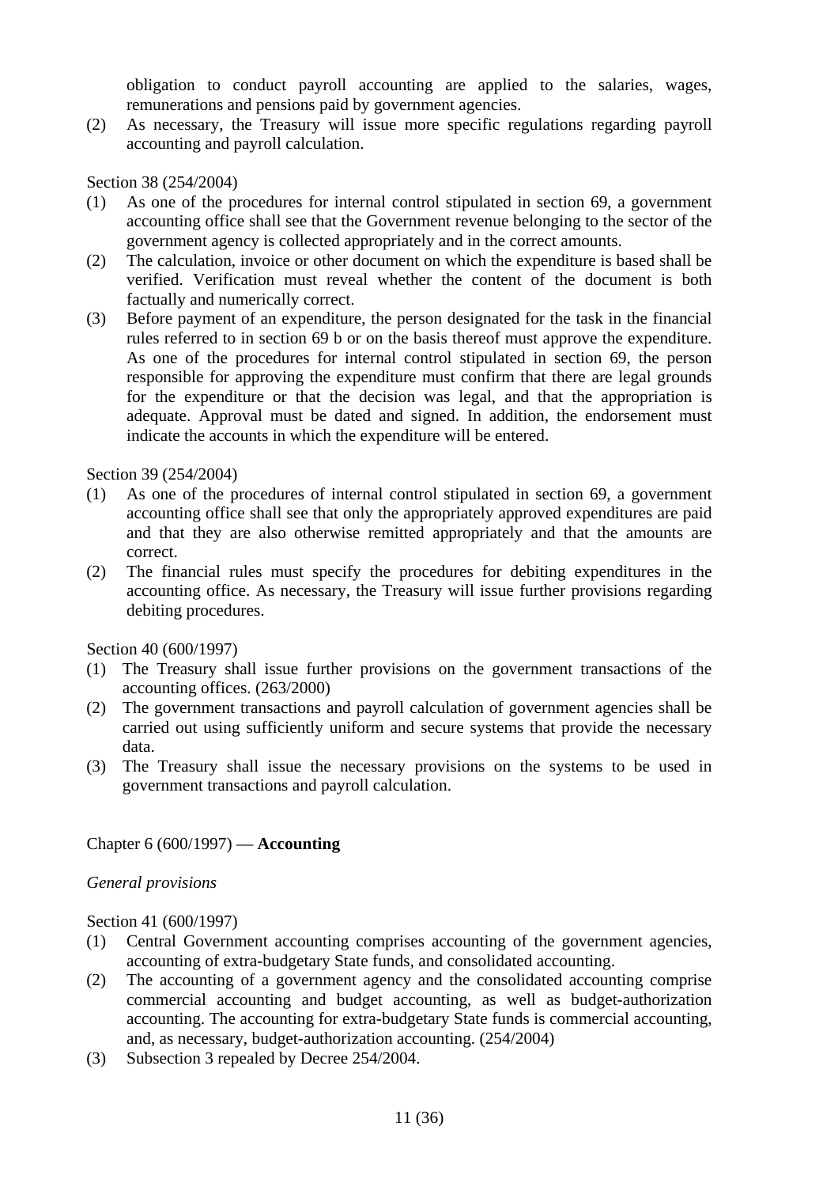obligation to conduct payroll accounting are applied to the salaries, wages, remunerations and pensions paid by government agencies.

(2) As necessary, the Treasury will issue more specific regulations regarding payroll accounting and payroll calculation.

Section 38 (254/2004)

(1) As one of the procedures for internal control stipulated in section 69, a government accounting office shall see that the Government revenue belonging to the sector of the government agency is collected appropriately and in the correct amounts.

(2) The calculation, invoice or other document on which the expenditure is based shall be verified. Verification must reveal whether the content of the document is both factually and numerically correct.

(3) Before payment of an expenditure, the person designated for the task in the financial rules referred to in section 69 b or on the basis thereof must approve the expenditure. As one of the procedures for internal control stipulated in section 69, the person responsible for approving the expenditure must confirm that there are legal grounds for the expenditure or that the decision was legal, and that the appropriation is adequate. Approval must be dated and signed. In addition, the endorsement must indicate the accounts in which the expenditure will be entered.

Section 39 (254/2004)

(1) As one of the procedures of internal control stipulated in section 69, a government accounting office shall see that only the appropriately approved expenditures are paid and that they are also otherwise remitted appropriately and that the amounts are correct.

(2) The financial rules must specify the procedures for debiting expenditures in the accounting office. As necessary, the Treasury will issue further provisions regarding debiting procedures.

Section 40 (600/1997)

(1) The Treasury shall issue further provisions on the government transactions of the accounting offices. (263/2000)

(2) The government transactions and payroll calculation of government agencies shall be carried out using sufficiently uniform and secure systems that provide the necessary data.

(3) The Treasury shall issue the necessary provisions on the systems to be used in government transactions and payroll calculation.

## Chapter 6 (600/1997) — **Accounting**

*General provisions*

Section 41 (600/1997)

(1) Central Government accounting comprises accounting of the government agencies, accounting of extra-budgetary State funds, and consolidated accounting.

(2) The accounting of a government agency and the consolidated accounting comprise commercial accounting and budget accounting, as well as budget-authorization accounting. The accounting for extra-budgetary State funds is commercial accounting, and, as necessary, budget-authorization accounting. (254/2004)

(3) Subsection 3 repealed by Decree 254/2004.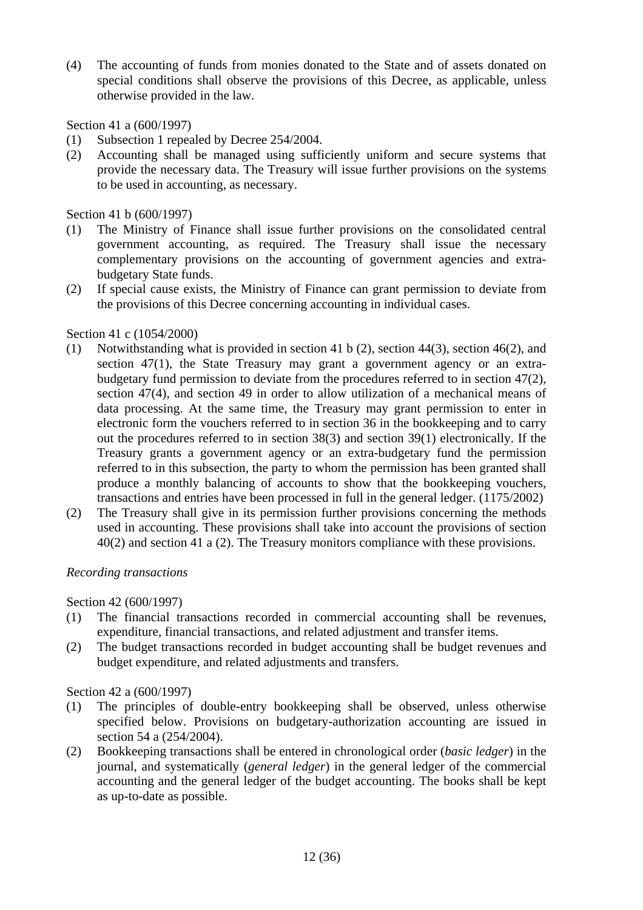(4) The accounting of funds from monies donated to the State and of assets donated on special conditions shall observe the provisions of this Decree, as applicable, unless otherwise provided in the law.

Section 41 a (600/1997)

(1) Subsection 1 repealed by Decree 254/2004.

(2) Accounting shall be managed using sufficiently uniform and secure systems that provide the necessary data. The Treasury will issue further provisions on the systems to be used in accounting, as necessary.

Section 41 b (600/1997)

(1) The Ministry of Finance shall issue further provisions on the consolidated central government accounting, as required. The Treasury shall issue the necessary complementary provisions on the accounting of government agencies and extra-budgetary State funds.

(2) If special cause exists, the Ministry of Finance can grant permission to deviate from the provisions of this Decree concerning accounting in individual cases.

Section 41 c (1054/2000)

(1) Notwithstanding what is provided in section 41 b (2), section 44(3), section 46(2), and section 47(1), the State Treasury may grant a government agency or an extra-budgetary fund permission to deviate from the procedures referred to in section 47(2), section 47(4), and section 49 in order to allow utilization of a mechanical means of data processing. At the same time, the Treasury may grant permission to enter in electronic form the vouchers referred to in section 36 in the bookkeeping and to carry out the procedures referred to in section 38(3) and section 39(1) electronically. If the Treasury grants a government agency or an extra-budgetary fund the permission referred to in this subsection, the party to whom the permission has been granted shall produce a monthly balancing of accounts to show that the bookkeeping vouchers, transactions and entries have been processed in full in the general ledger. (1175/2002)

(2) The Treasury shall give in its permission further provisions concerning the methods used in accounting. These provisions shall take into account the provisions of section 40(2) and section 41 a (2). The Treasury monitors compliance with these provisions.

*Recording transactions*

Section 42 (600/1997)

(1) The financial transactions recorded in commercial accounting shall be revenues, expenditure, financial transactions, and related adjustment and transfer items.

(2) The budget transactions recorded in budget accounting shall be budget revenues and budget expenditure, and related adjustments and transfers.

Section 42 a (600/1997)

(1) The principles of double-entry bookkeeping shall be observed, unless otherwise specified below. Provisions on budgetary-authorization accounting are issued in section 54 a (254/2004).

(2) Bookkeeping transactions shall be entered in chronological order (*basic ledger*) in the journal, and systematically (*general ledger*) in the general ledger of the commercial accounting and the general ledger of the budget accounting. The books shall be kept as up-to-date as possible.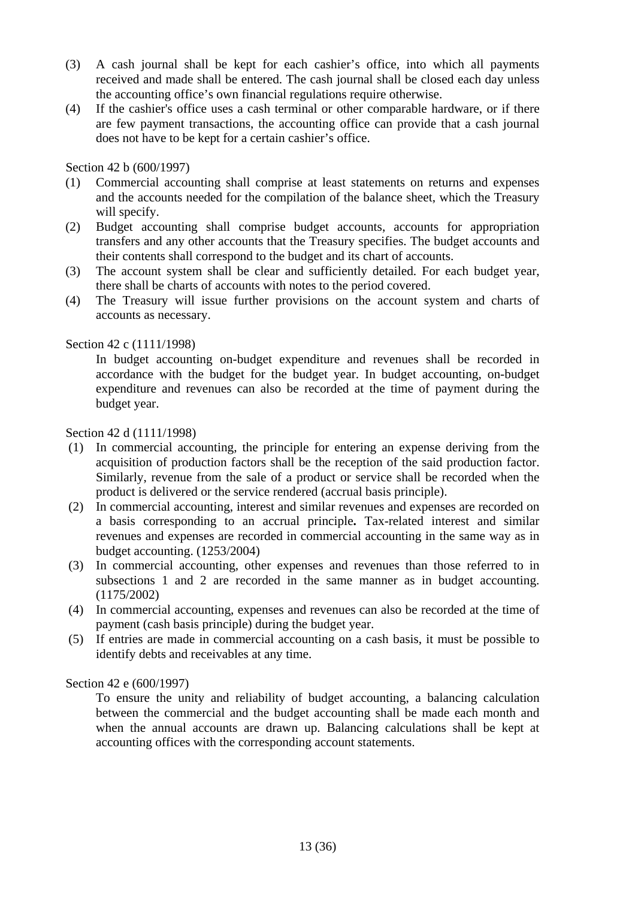(3) A cash journal shall be kept for each cashier's office, into which all payments received and made shall be entered. The cash journal shall be closed each day unless the accounting office's own financial regulations require otherwise.

(4) If the cashier's office uses a cash terminal or other comparable hardware, or if there are few payment transactions, the accounting office can provide that a cash journal does not have to be kept for a certain cashier's office.

Section 42 b (600/1997)

(1) Commercial accounting shall comprise at least statements on returns and expenses and the accounts needed for the compilation of the balance sheet, which the Treasury will specify.

(2) Budget accounting shall comprise budget accounts, accounts for appropriation transfers and any other accounts that the Treasury specifies. The budget accounts and their contents shall correspond to the budget and its chart of accounts.

(3) The account system shall be clear and sufficiently detailed. For each budget year, there shall be charts of accounts with notes to the period covered.

(4) The Treasury will issue further provisions on the account system and charts of accounts as necessary.

Section 42 c (1111/1998)

In budget accounting on-budget expenditure and revenues shall be recorded in accordance with the budget for the budget year. In budget accounting, on-budget expenditure and revenues can also be recorded at the time of payment during the budget year.

Section 42 d (1111/1998)

(1) In commercial accounting, the principle for entering an expense deriving from the acquisition of production factors shall be the reception of the said production factor. Similarly, revenue from the sale of a product or service shall be recorded when the product is delivered or the service rendered (accrual basis principle).

(2) In commercial accounting, interest and similar revenues and expenses are recorded on a basis corresponding to an accrual principle**.** Tax-related interest and similar revenues and expenses are recorded in commercial accounting in the same way as in budget accounting. (1253/2004)

(3) In commercial accounting, other expenses and revenues than those referred to in subsections 1 and 2 are recorded in the same manner as in budget accounting. (1175/2002)

(4) In commercial accounting, expenses and revenues can also be recorded at the time of payment (cash basis principle) during the budget year.

(5) If entries are made in commercial accounting on a cash basis, it must be possible to identify debts and receivables at any time.

Section 42 e (600/1997)

To ensure the unity and reliability of budget accounting, a balancing calculation between the commercial and the budget accounting shall be made each month and when the annual accounts are drawn up. Balancing calculations shall be kept at accounting offices with the corresponding account statements.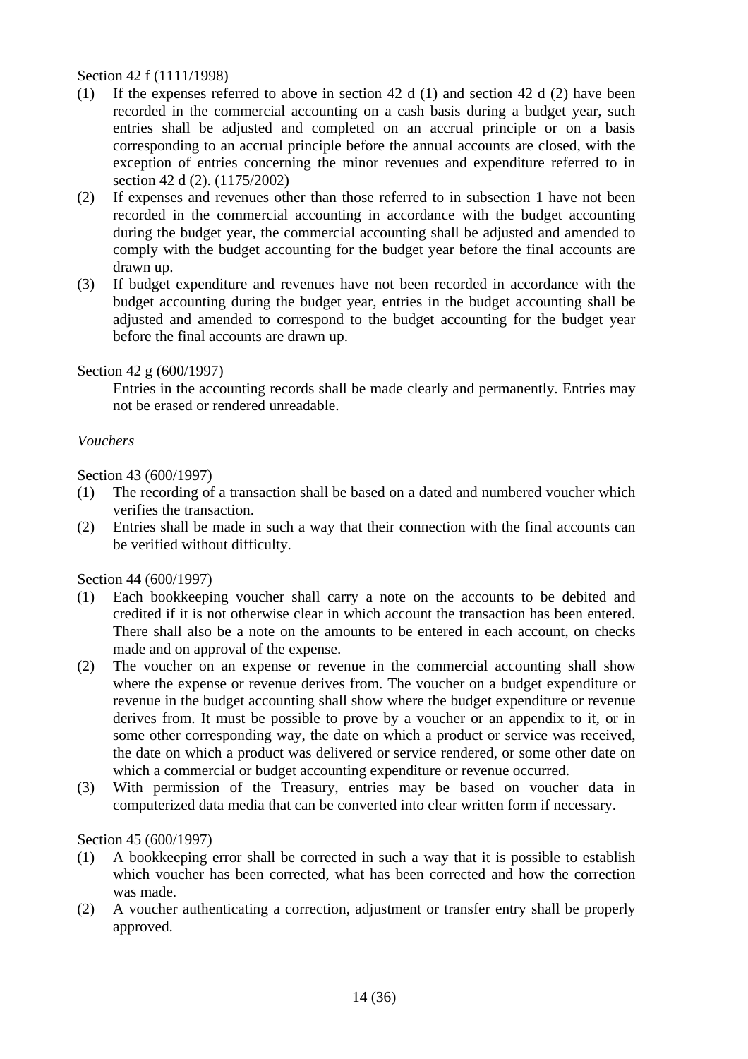Section 42 f (1111/1998)

(1) If the expenses referred to above in section 42 d (1) and section 42 d (2) have been recorded in the commercial accounting on a cash basis during a budget year, such entries shall be adjusted and completed on an accrual principle or on a basis corresponding to an accrual principle before the annual accounts are closed, with the exception of entries concerning the minor revenues and expenditure referred to in section 42 d (2). (1175/2002)

(2) If expenses and revenues other than those referred to in subsection 1 have not been recorded in the commercial accounting in accordance with the budget accounting during the budget year, the commercial accounting shall be adjusted and amended to comply with the budget accounting for the budget year before the final accounts are drawn up.

(3) If budget expenditure and revenues have not been recorded in accordance with the budget accounting during the budget year, entries in the budget accounting shall be adjusted and amended to correspond to the budget accounting for the budget year before the final accounts are drawn up.

Section 42 g (600/1997)

Entries in the accounting records shall be made clearly and permanently. Entries may not be erased or rendered unreadable.

*Vouchers*

Section 43 (600/1997)

(1) The recording of a transaction shall be based on a dated and numbered voucher which verifies the transaction.

(2) Entries shall be made in such a way that their connection with the final accounts can be verified without difficulty.

Section 44 (600/1997)

(1) Each bookkeeping voucher shall carry a note on the accounts to be debited and credited if it is not otherwise clear in which account the transaction has been entered. There shall also be a note on the amounts to be entered in each account, on checks made and on approval of the expense.

(2) The voucher on an expense or revenue in the commercial accounting shall show where the expense or revenue derives from. The voucher on a budget expenditure or revenue in the budget accounting shall show where the budget expenditure or revenue derives from. It must be possible to prove by a voucher or an appendix to it, or in some other corresponding way, the date on which a product or service was received, the date on which a product was delivered or service rendered, or some other date on which a commercial or budget accounting expenditure or revenue occurred.

(3) With permission of the Treasury, entries may be based on voucher data in computerized data media that can be converted into clear written form if necessary.

Section 45 (600/1997)

(1) A bookkeeping error shall be corrected in such a way that it is possible to establish which voucher has been corrected, what has been corrected and how the correction was made.

(2) A voucher authenticating a correction, adjustment or transfer entry shall be properly approved.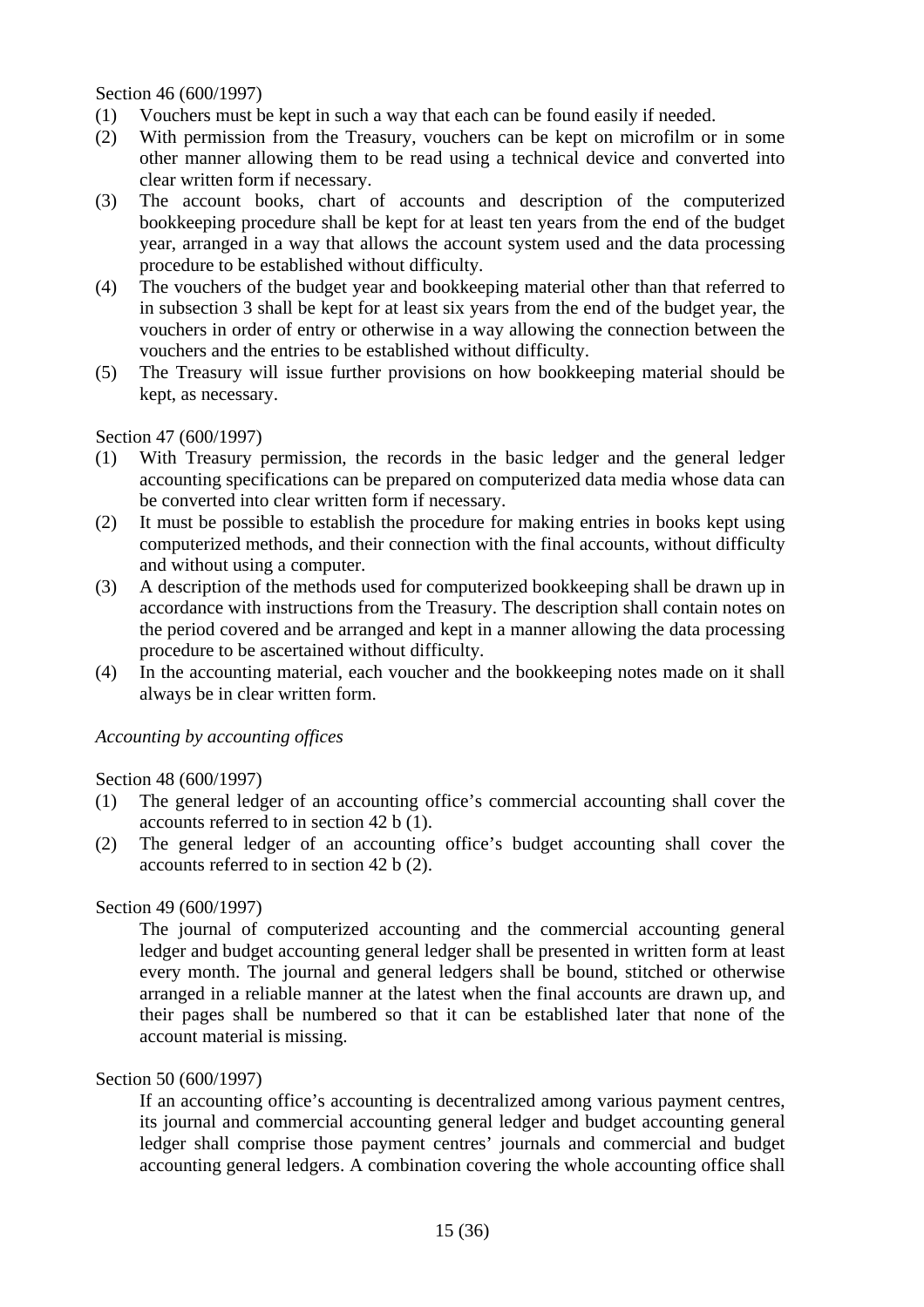Section 46 (600/1997)

(1) Vouchers must be kept in such a way that each can be found easily if needed.

(2) With permission from the Treasury, vouchers can be kept on microfilm or in some other manner allowing them to be read using a technical device and converted into clear written form if necessary.

(3) The account books, chart of accounts and description of the computerized bookkeeping procedure shall be kept for at least ten years from the end of the budget year, arranged in a way that allows the account system used and the data processing procedure to be established without difficulty.

(4) The vouchers of the budget year and bookkeeping material other than that referred to in subsection 3 shall be kept for at least six years from the end of the budget year, the vouchers in order of entry or otherwise in a way allowing the connection between the vouchers and the entries to be established without difficulty.

(5) The Treasury will issue further provisions on how bookkeeping material should be kept, as necessary.

Section 47 (600/1997)

(1) With Treasury permission, the records in the basic ledger and the general ledger accounting specifications can be prepared on computerized data media whose data can be converted into clear written form if necessary.

(2) It must be possible to establish the procedure for making entries in books kept using computerized methods, and their connection with the final accounts, without difficulty and without using a computer.

(3) A description of the methods used for computerized bookkeeping shall be drawn up in accordance with instructions from the Treasury. The description shall contain notes on the period covered and be arranged and kept in a manner allowing the data processing procedure to be ascertained without difficulty.

(4) In the accounting material, each voucher and the bookkeeping notes made on it shall always be in clear written form.

*Accounting by accounting offices*

Section 48 (600/1997)

(1) The general ledger of an accounting office's commercial accounting shall cover the accounts referred to in section 42 b (1).

(2) The general ledger of an accounting office's budget accounting shall cover the accounts referred to in section 42 b (2).

Section 49 (600/1997)

The journal of computerized accounting and the commercial accounting general ledger and budget accounting general ledger shall be presented in written form at least every month. The journal and general ledgers shall be bound, stitched or otherwise arranged in a reliable manner at the latest when the final accounts are drawn up, and their pages shall be numbered so that it can be established later that none of the account material is missing.

Section 50 (600/1997)

If an accounting office's accounting is decentralized among various payment centres, its journal and commercial accounting general ledger and budget accounting general ledger shall comprise those payment centres' journals and commercial and budget accounting general ledgers. A combination covering the whole accounting office shall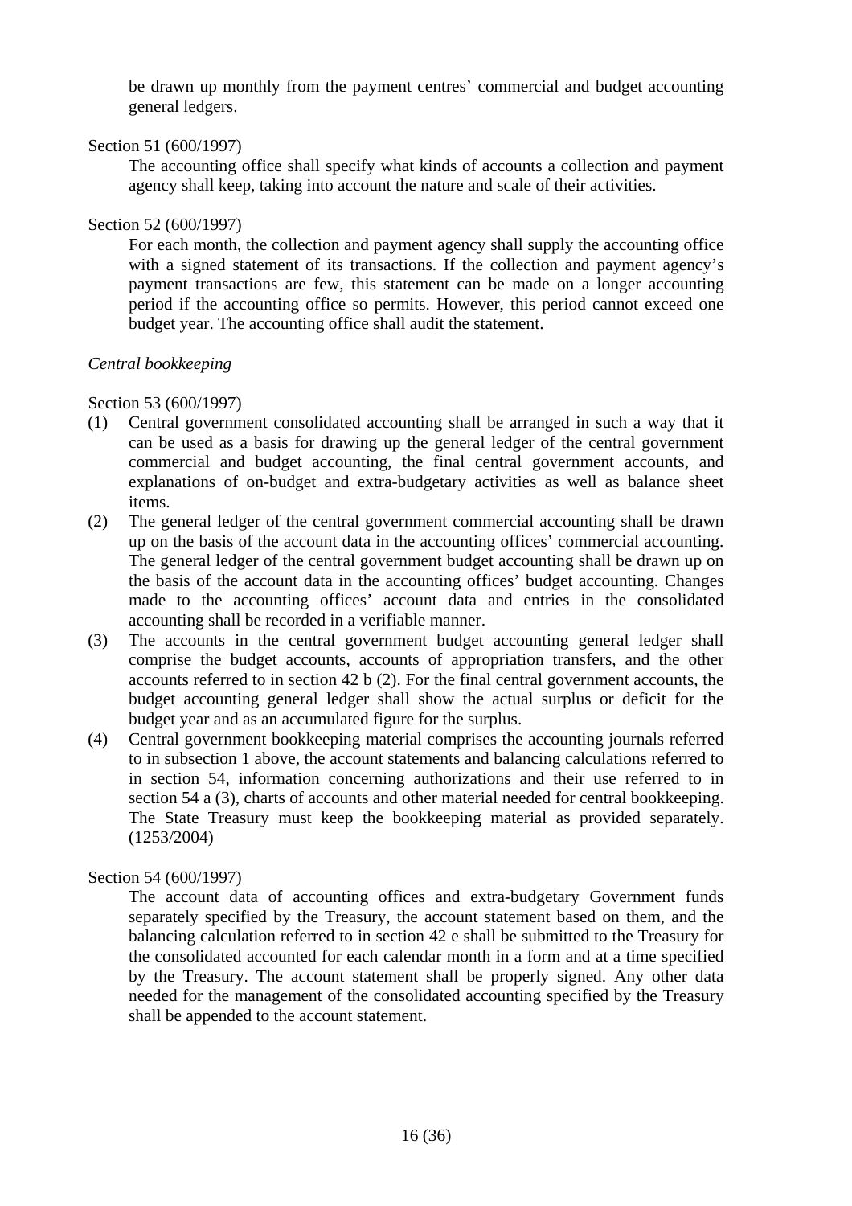be drawn up monthly from the payment centres' commercial and budget accounting general ledgers.

Section 51 (600/1997)

The accounting office shall specify what kinds of accounts a collection and payment agency shall keep, taking into account the nature and scale of their activities.

Section 52 (600/1997)

For each month, the collection and payment agency shall supply the accounting office with a signed statement of its transactions. If the collection and payment agency's payment transactions are few, this statement can be made on a longer accounting period if the accounting office so permits. However, this period cannot exceed one budget year. The accounting office shall audit the statement.

*Central bookkeeping*

Section 53 (600/1997)

(1) Central government consolidated accounting shall be arranged in such a way that it can be used as a basis for drawing up the general ledger of the central government commercial and budget accounting, the final central government accounts, and explanations of on-budget and extra-budgetary activities as well as balance sheet items.

(2) The general ledger of the central government commercial accounting shall be drawn up on the basis of the account data in the accounting offices' commercial accounting. The general ledger of the central government budget accounting shall be drawn up on the basis of the account data in the accounting offices' budget accounting. Changes made to the accounting offices' account data and entries in the consolidated accounting shall be recorded in a verifiable manner.

(3) The accounts in the central government budget accounting general ledger shall comprise the budget accounts, accounts of appropriation transfers, and the other accounts referred to in section 42 b (2). For the final central government accounts, the budget accounting general ledger shall show the actual surplus or deficit for the budget year and as an accumulated figure for the surplus.

(4) Central government bookkeeping material comprises the accounting journals referred to in subsection 1 above, the account statements and balancing calculations referred to in section 54, information concerning authorizations and their use referred to in section 54 a (3), charts of accounts and other material needed for central bookkeeping. The State Treasury must keep the bookkeeping material as provided separately. (1253/2004)

Section 54 (600/1997)

The account data of accounting offices and extra-budgetary Government funds separately specified by the Treasury, the account statement based on them, and the balancing calculation referred to in section 42 e shall be submitted to the Treasury for the consolidated accounted for each calendar month in a form and at a time specified by the Treasury. The account statement shall be properly signed. Any other data needed for the management of the consolidated accounting specified by the Treasury shall be appended to the account statement.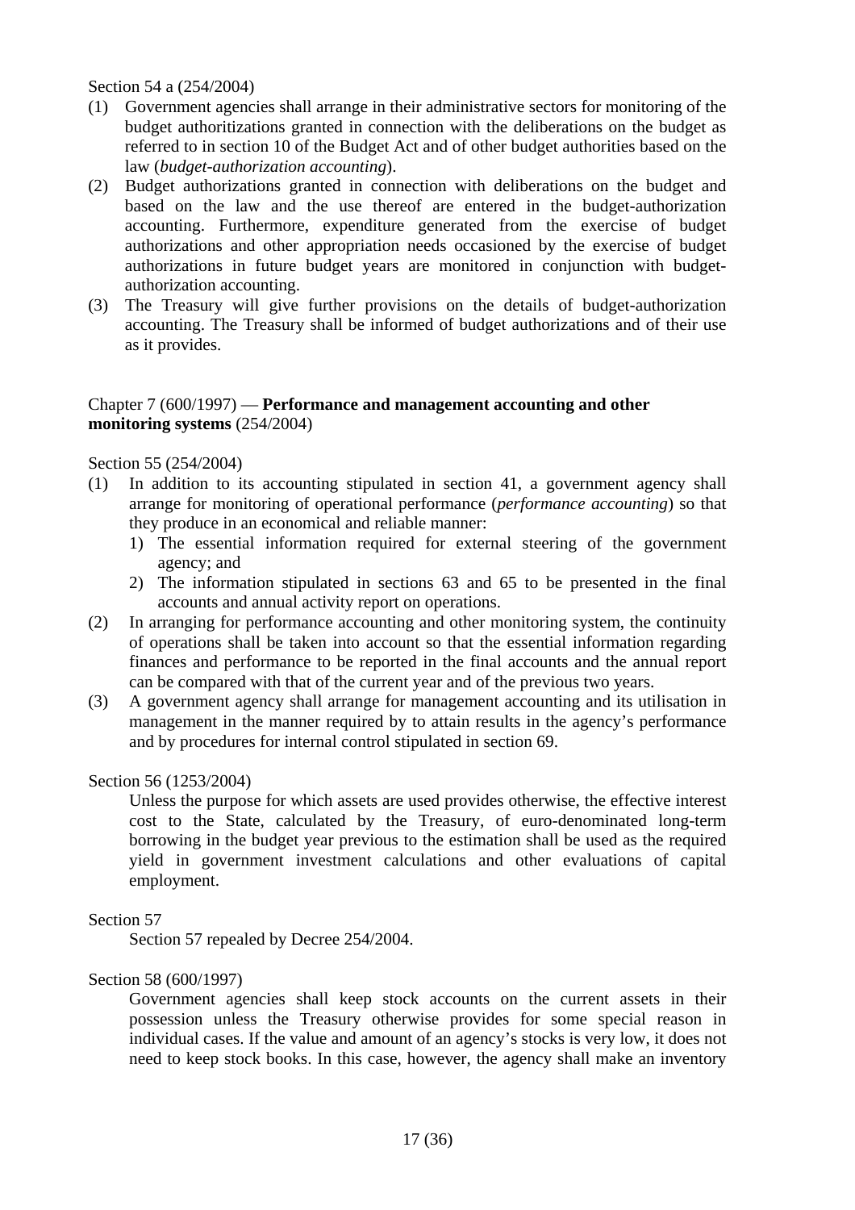Section 54 a (254/2004)

(1) Government agencies shall arrange in their administrative sectors for monitoring of the budget authoritizations granted in connection with the deliberations on the budget as referred to in section 10 of the Budget Act and of other budget authorities based on the law (*budget-authorization accounting*).

(2) Budget authorizations granted in connection with deliberations on the budget and based on the law and the use thereof are entered in the budget-authorization accounting. Furthermore, expenditure generated from the exercise of budget authorizations and other appropriation needs occasioned by the exercise of budget authorizations in future budget years are monitored in conjunction with budget-authorization accounting.

(3) The Treasury will give further provisions on the details of budget-authorization accounting. The Treasury shall be informed of budget authorizations and of their use as it provides.

## Chapter 7 (600/1997) — **Performance and management accounting and other monitoring systems** (254/2004)

Section 55 (254/2004)

(1) In addition to its accounting stipulated in section 41, a government agency shall arrange for monitoring of operational performance (*performance accounting*) so that they produce in an economical and reliable manner:
   1) The essential information required for external steering of the government agency; and
   2) The information stipulated in sections 63 and 65 to be presented in the final accounts and annual activity report on operations.

(2) In arranging for performance accounting and other monitoring system, the continuity of operations shall be taken into account so that the essential information regarding finances and performance to be reported in the final accounts and the annual report can be compared with that of the current year and of the previous two years.

(3) A government agency shall arrange for management accounting and its utilisation in management in the manner required by to attain results in the agency's performance and by procedures for internal control stipulated in section 69.

Section 56 (1253/2004)

Unless the purpose for which assets are used provides otherwise, the effective interest cost to the State, calculated by the Treasury, of euro-denominated long-term borrowing in the budget year previous to the estimation shall be used as the required yield in government investment calculations and other evaluations of capital employment.

Section 57

Section 57 repealed by Decree 254/2004.

Section 58 (600/1997)

Government agencies shall keep stock accounts on the current assets in their possession unless the Treasury otherwise provides for some special reason in individual cases. If the value and amount of an agency's stocks is very low, it does not need to keep stock books. In this case, however, the agency shall make an inventory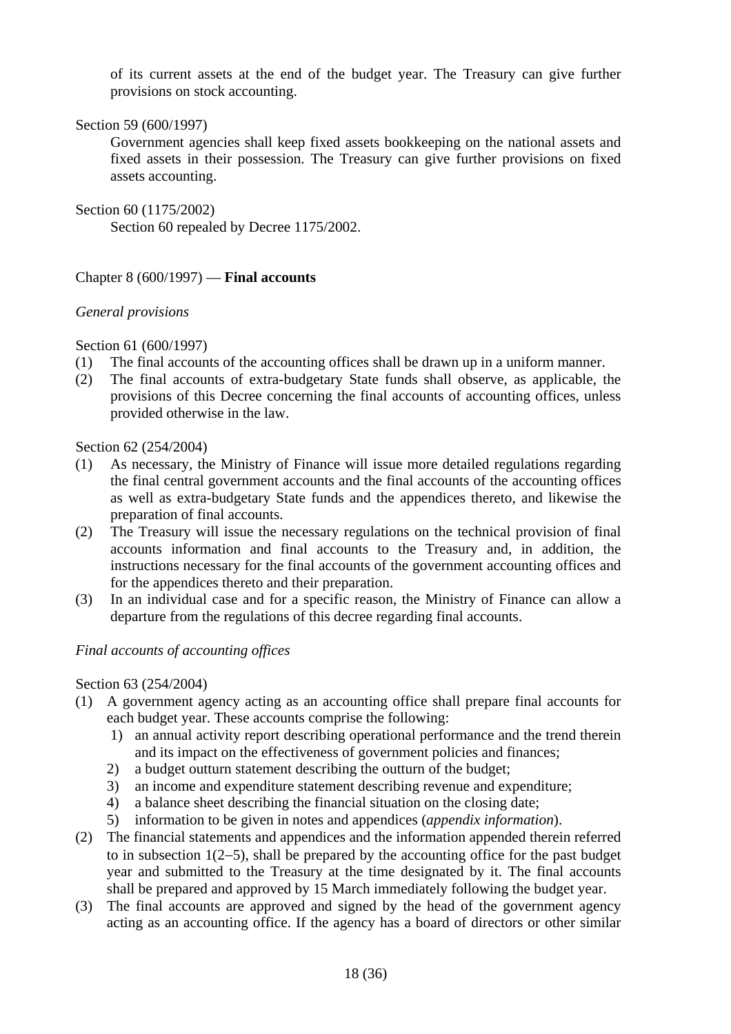of its current assets at the end of the budget year. The Treasury can give further provisions on stock accounting.

Section 59 (600/1997)

Government agencies shall keep fixed assets bookkeeping on the national assets and fixed assets in their possession. The Treasury can give further provisions on fixed assets accounting.

Section 60 (1175/2002)

Section 60 repealed by Decree 1175/2002.

## Chapter 8 (600/1997) — **Final accounts**

*General provisions*

Section 61 (600/1997)

(1) The final accounts of the accounting offices shall be drawn up in a uniform manner.

(2) The final accounts of extra-budgetary State funds shall observe, as applicable, the provisions of this Decree concerning the final accounts of accounting offices, unless provided otherwise in the law.

Section 62 (254/2004)

(1) As necessary, the Ministry of Finance will issue more detailed regulations regarding the final central government accounts and the final accounts of the accounting offices as well as extra-budgetary State funds and the appendices thereto, and likewise the preparation of final accounts.

(2) The Treasury will issue the necessary regulations on the technical provision of final accounts information and final accounts to the Treasury and, in addition, the instructions necessary for the final accounts of the government accounting offices and for the appendices thereto and their preparation.

(3) In an individual case and for a specific reason, the Ministry of Finance can allow a departure from the regulations of this decree regarding final accounts.

*Final accounts of accounting offices*

Section 63 (254/2004)

(1) A government agency acting as an accounting office shall prepare final accounts for each budget year. These accounts comprise the following:
   1) an annual activity report describing operational performance and the trend therein and its impact on the effectiveness of government policies and finances;
   2) a budget outturn statement describing the outturn of the budget;
   3) an income and expenditure statement describing revenue and expenditure;
   4) a balance sheet describing the financial situation on the closing date;
   5) information to be given in notes and appendices (*appendix information*).

(2) The financial statements and appendices and the information appended therein referred to in subsection 1(2–5), shall be prepared by the accounting office for the past budget year and submitted to the Treasury at the time designated by it. The final accounts shall be prepared and approved by 15 March immediately following the budget year.

(3) The final accounts are approved and signed by the head of the government agency acting as an accounting office. If the agency has a board of directors or other similar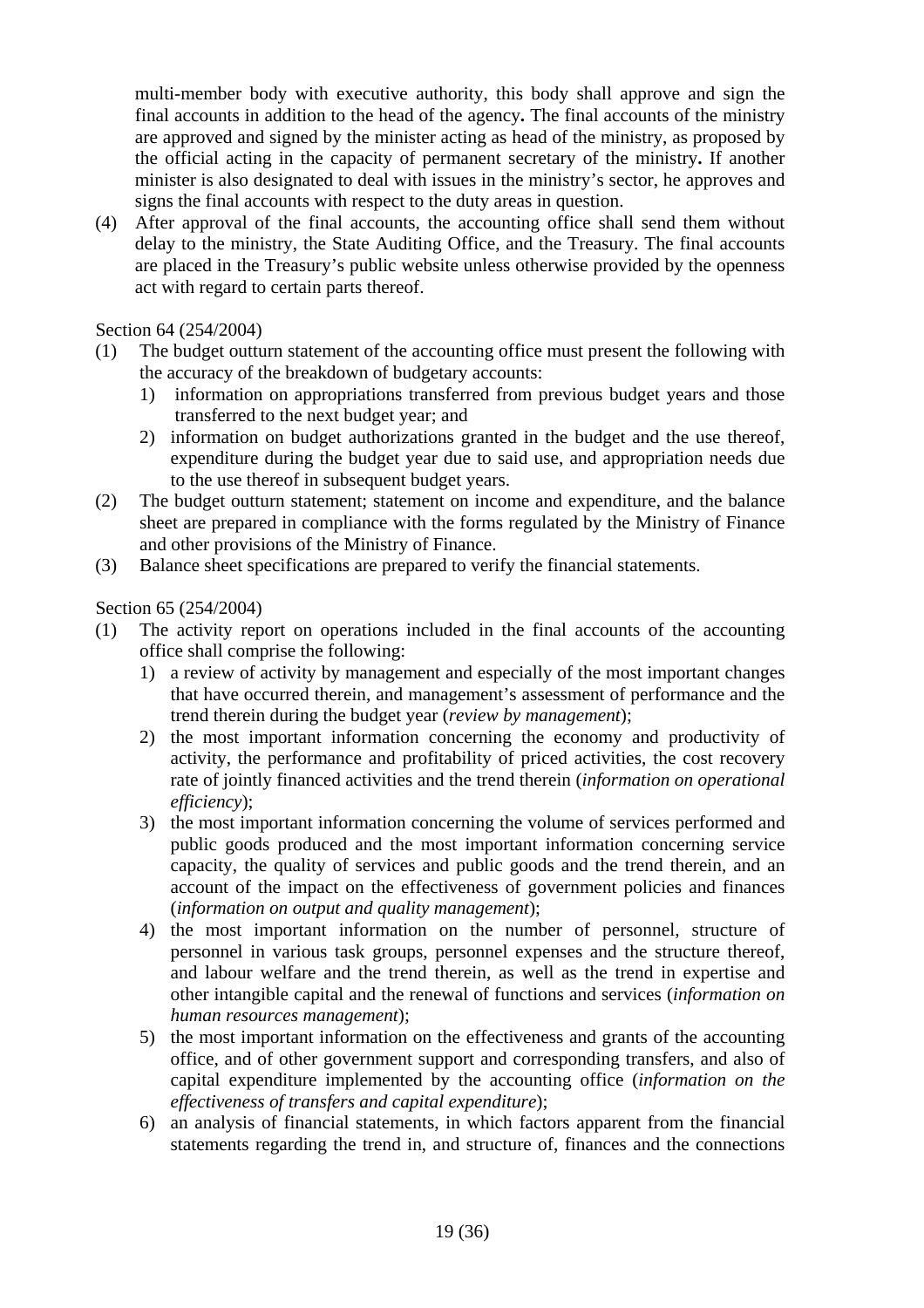multi-member body with executive authority, this body shall approve and sign the final accounts in addition to the head of the agency**.** The final accounts of the ministry are approved and signed by the minister acting as head of the ministry, as proposed by the official acting in the capacity of permanent secretary of the ministry**.** If another minister is also designated to deal with issues in the ministry's sector, he approves and signs the final accounts with respect to the duty areas in question.

(4) After approval of the final accounts, the accounting office shall send them without delay to the ministry, the State Auditing Office, and the Treasury. The final accounts are placed in the Treasury's public website unless otherwise provided by the openness act with regard to certain parts thereof.

Section 64 (254/2004)

(1) The budget outturn statement of the accounting office must present the following with the accuracy of the breakdown of budgetary accounts:
   1) information on appropriations transferred from previous budget years and those transferred to the next budget year; and
   2) information on budget authorizations granted in the budget and the use thereof, expenditure during the budget year due to said use, and appropriation needs due to the use thereof in subsequent budget years.

(2) The budget outturn statement; statement on income and expenditure, and the balance sheet are prepared in compliance with the forms regulated by the Ministry of Finance and other provisions of the Ministry of Finance.

(3) Balance sheet specifications are prepared to verify the financial statements.

Section 65 (254/2004)

(1) The activity report on operations included in the final accounts of the accounting office shall comprise the following:
   1) a review of activity by management and especially of the most important changes that have occurred therein, and management's assessment of performance and the trend therein during the budget year (*review by management*);
   2) the most important information concerning the economy and productivity of activity, the performance and profitability of priced activities, the cost recovery rate of jointly financed activities and the trend therein (*information on operational efficiency*);
   3) the most important information concerning the volume of services performed and public goods produced and the most important information concerning service capacity, the quality of services and public goods and the trend therein, and an account of the impact on the effectiveness of government policies and finances (*information on output and quality management*);
   4) the most important information on the number of personnel, structure of personnel in various task groups, personnel expenses and the structure thereof, and labour welfare and the trend therein, as well as the trend in expertise and other intangible capital and the renewal of functions and services (*information on human resources management*);
   5) the most important information on the effectiveness and grants of the accounting office, and of other government support and corresponding transfers, and also of capital expenditure implemented by the accounting office (*information on the effectiveness of transfers and capital expenditure*);
   6) an analysis of financial statements, in which factors apparent from the financial statements regarding the trend in, and structure of, finances and the connections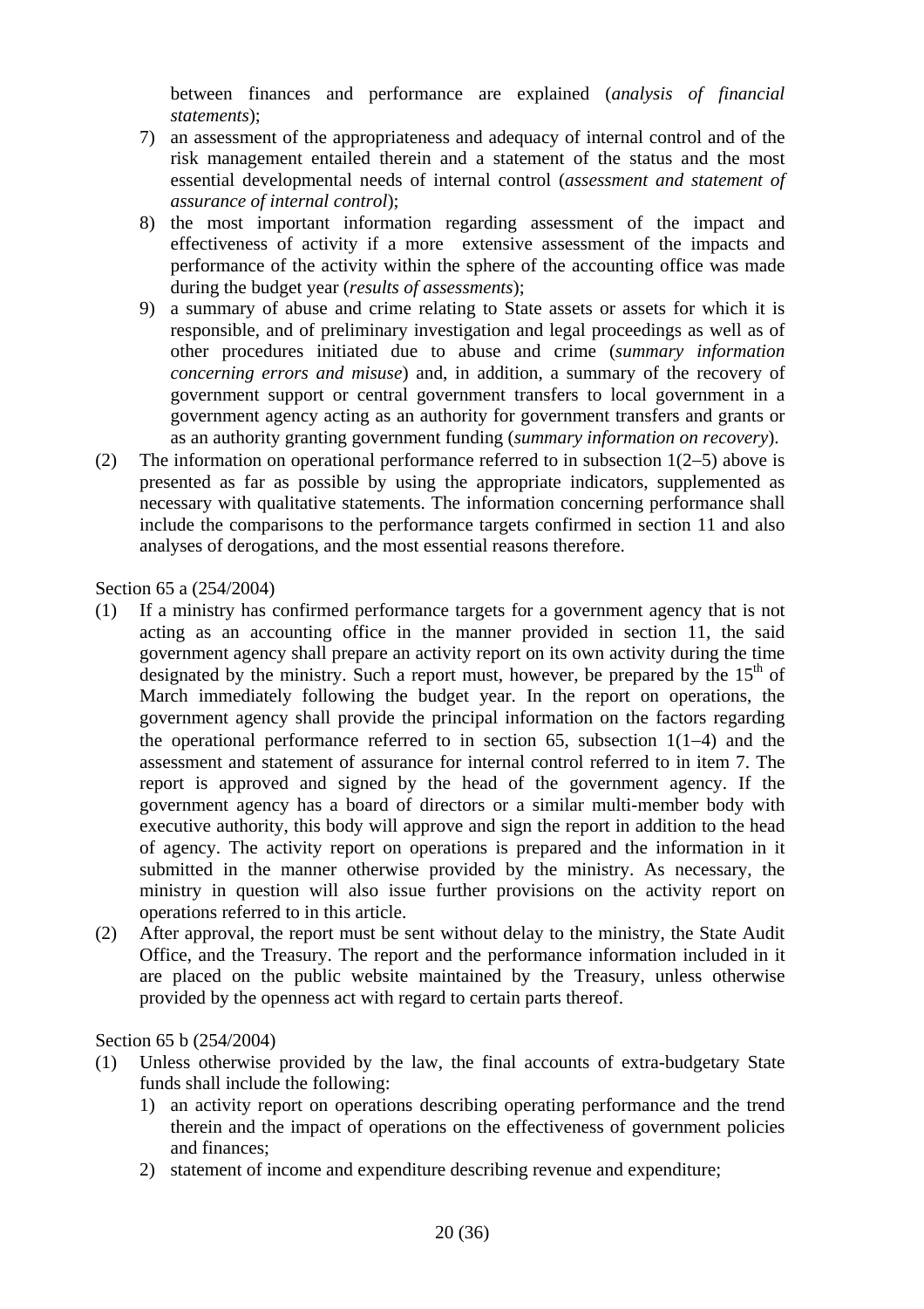between finances and performance are explained (*analysis of financial statements*);

7) an assessment of the appropriateness and adequacy of internal control and of the risk management entailed therein and a statement of the status and the most essential developmental needs of internal control (*assessment and statement of assurance of internal control*);
8) the most important information regarding assessment of the impact and effectiveness of activity if a more extensive assessment of the impacts and performance of the activity within the sphere of the accounting office was made during the budget year (*results of assessments*);
9) a summary of abuse and crime relating to State assets or assets for which it is responsible, and of preliminary investigation and legal proceedings as well as of other procedures initiated due to abuse and crime (*summary information concerning errors and misuse*) and, in addition, a summary of the recovery of government support or central government transfers to local government in a government agency acting as an authority for government transfers and grants or as an authority granting government funding (*summary information on recovery*).

(2) The information on operational performance referred to in subsection 1(2–5) above is presented as far as possible by using the appropriate indicators, supplemented as necessary with qualitative statements. The information concerning performance shall include the comparisons to the performance targets confirmed in section 11 and also analyses of derogations, and the most essential reasons therefore.

Section 65 a (254/2004)

(1) If a ministry has confirmed performance targets for a government agency that is not acting as an accounting office in the manner provided in section 11, the said government agency shall prepare an activity report on its own activity during the time designated by the ministry. Such a report must, however, be prepared by the 15th of March immediately following the budget year. In the report on operations, the government agency shall provide the principal information on the factors regarding the operational performance referred to in section 65, subsection 1(1–4) and the assessment and statement of assurance for internal control referred to in item 7. The report is approved and signed by the head of the government agency. If the government agency has a board of directors or a similar multi-member body with executive authority, this body will approve and sign the report in addition to the head of agency. The activity report on operations is prepared and the information in it submitted in the manner otherwise provided by the ministry. As necessary, the ministry in question will also issue further provisions on the activity report on operations referred to in this article.

(2) After approval, the report must be sent without delay to the ministry, the State Audit Office, and the Treasury. The report and the performance information included in it are placed on the public website maintained by the Treasury, unless otherwise provided by the openness act with regard to certain parts thereof.

Section 65 b (254/2004)

(1) Unless otherwise provided by the law, the final accounts of extra-budgetary State funds shall include the following:
   1) an activity report on operations describing operating performance and the trend therein and the impact of operations on the effectiveness of government policies and finances;
   2) statement of income and expenditure describing revenue and expenditure;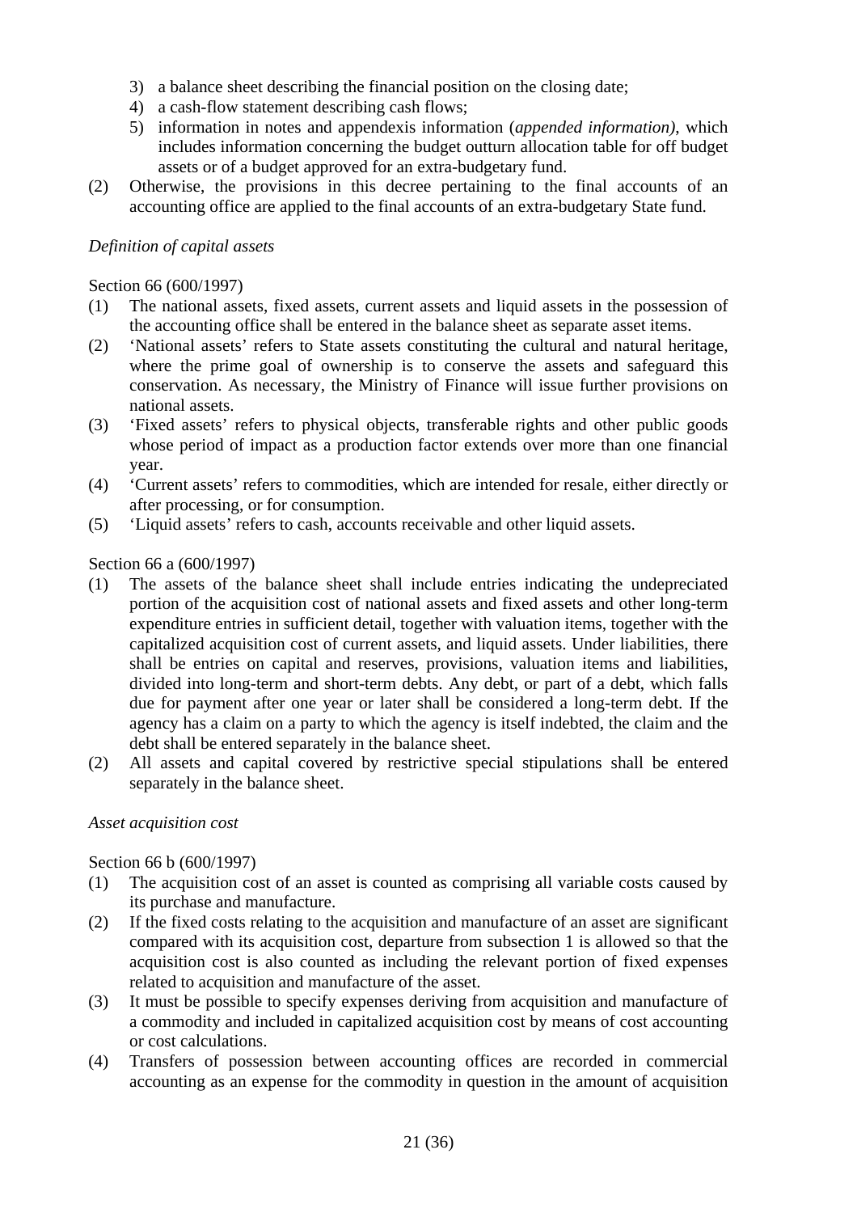3) a balance sheet describing the financial position on the closing date;
4) a cash-flow statement describing cash flows;
5) information in notes and appendexis information (*appended information)*, which includes information concerning the budget outturn allocation table for off budget assets or of a budget approved for an extra-budgetary fund.

(2) Otherwise, the provisions in this decree pertaining to the final accounts of an accounting office are applied to the final accounts of an extra-budgetary State fund.

*Definition of capital assets*

Section 66 (600/1997)

(1) The national assets, fixed assets, current assets and liquid assets in the possession of the accounting office shall be entered in the balance sheet as separate asset items.

(2) 'National assets' refers to State assets constituting the cultural and natural heritage, where the prime goal of ownership is to conserve the assets and safeguard this conservation. As necessary, the Ministry of Finance will issue further provisions on national assets.

(3) 'Fixed assets' refers to physical objects, transferable rights and other public goods whose period of impact as a production factor extends over more than one financial year.

(4) 'Current assets' refers to commodities, which are intended for resale, either directly or after processing, or for consumption.

(5) 'Liquid assets' refers to cash, accounts receivable and other liquid assets.

Section 66 a (600/1997)

(1) The assets of the balance sheet shall include entries indicating the undepreciated portion of the acquisition cost of national assets and fixed assets and other long-term expenditure entries in sufficient detail, together with valuation items, together with the capitalized acquisition cost of current assets, and liquid assets. Under liabilities, there shall be entries on capital and reserves, provisions, valuation items and liabilities, divided into long-term and short-term debts. Any debt, or part of a debt, which falls due for payment after one year or later shall be considered a long-term debt. If the agency has a claim on a party to which the agency is itself indebted, the claim and the debt shall be entered separately in the balance sheet.

(2) All assets and capital covered by restrictive special stipulations shall be entered separately in the balance sheet.

*Asset acquisition cost*

Section 66 b (600/1997)

(1) The acquisition cost of an asset is counted as comprising all variable costs caused by its purchase and manufacture.

(2) If the fixed costs relating to the acquisition and manufacture of an asset are significant compared with its acquisition cost, departure from subsection 1 is allowed so that the acquisition cost is also counted as including the relevant portion of fixed expenses related to acquisition and manufacture of the asset.

(3) It must be possible to specify expenses deriving from acquisition and manufacture of a commodity and included in capitalized acquisition cost by means of cost accounting or cost calculations.

(4) Transfers of possession between accounting offices are recorded in commercial accounting as an expense for the commodity in question in the amount of acquisition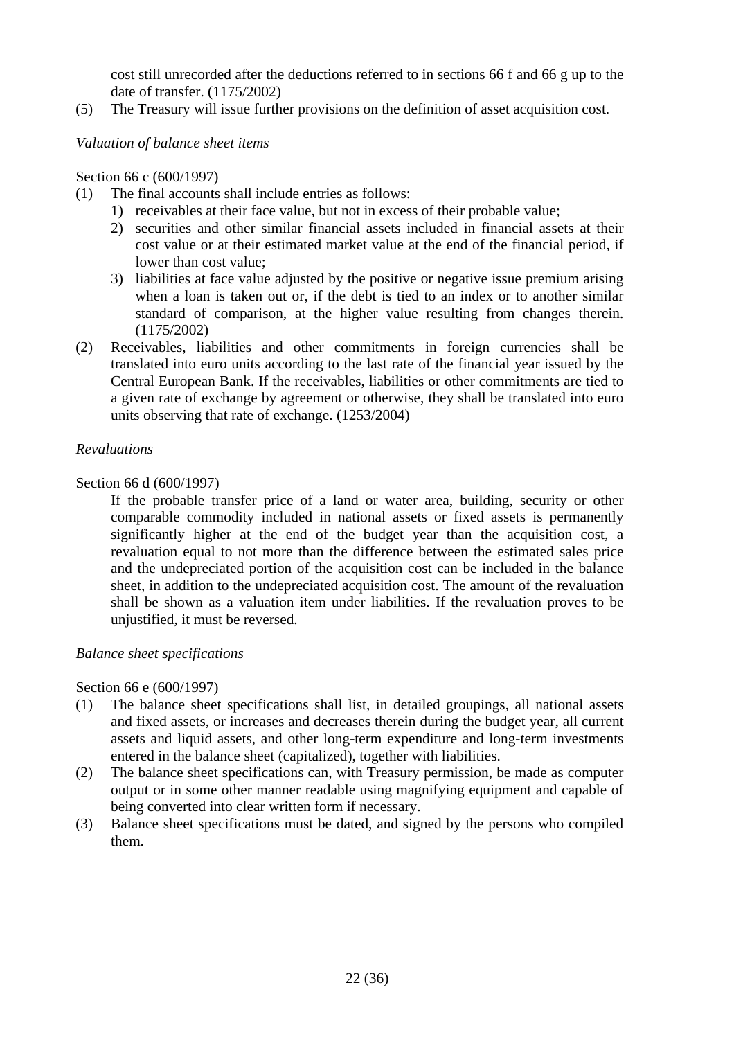cost still unrecorded after the deductions referred to in sections 66 f and 66 g up to the date of transfer. (1175/2002)

(5) The Treasury will issue further provisions on the definition of asset acquisition cost.

*Valuation of balance sheet items*

Section 66 c (600/1997)

(1) The final accounts shall include entries as follows:
   1) receivables at their face value, but not in excess of their probable value;
   2) securities and other similar financial assets included in financial assets at their cost value or at their estimated market value at the end of the financial period, if lower than cost value;
   3) liabilities at face value adjusted by the positive or negative issue premium arising when a loan is taken out or, if the debt is tied to an index or to another similar standard of comparison, at the higher value resulting from changes therein. (1175/2002)

(2) Receivables, liabilities and other commitments in foreign currencies shall be translated into euro units according to the last rate of the financial year issued by the Central European Bank. If the receivables, liabilities or other commitments are tied to a given rate of exchange by agreement or otherwise, they shall be translated into euro units observing that rate of exchange. (1253/2004)

*Revaluations*

Section 66 d (600/1997)

If the probable transfer price of a land or water area, building, security or other comparable commodity included in national assets or fixed assets is permanently significantly higher at the end of the budget year than the acquisition cost, a revaluation equal to not more than the difference between the estimated sales price and the undepreciated portion of the acquisition cost can be included in the balance sheet, in addition to the undepreciated acquisition cost. The amount of the revaluation shall be shown as a valuation item under liabilities. If the revaluation proves to be unjustified, it must be reversed.

*Balance sheet specifications*

Section 66 e (600/1997)

(1) The balance sheet specifications shall list, in detailed groupings, all national assets and fixed assets, or increases and decreases therein during the budget year, all current assets and liquid assets, and other long-term expenditure and long-term investments entered in the balance sheet (capitalized), together with liabilities.

(2) The balance sheet specifications can, with Treasury permission, be made as computer output or in some other manner readable using magnifying equipment and capable of being converted into clear written form if necessary.

(3) Balance sheet specifications must be dated, and signed by the persons who compiled them.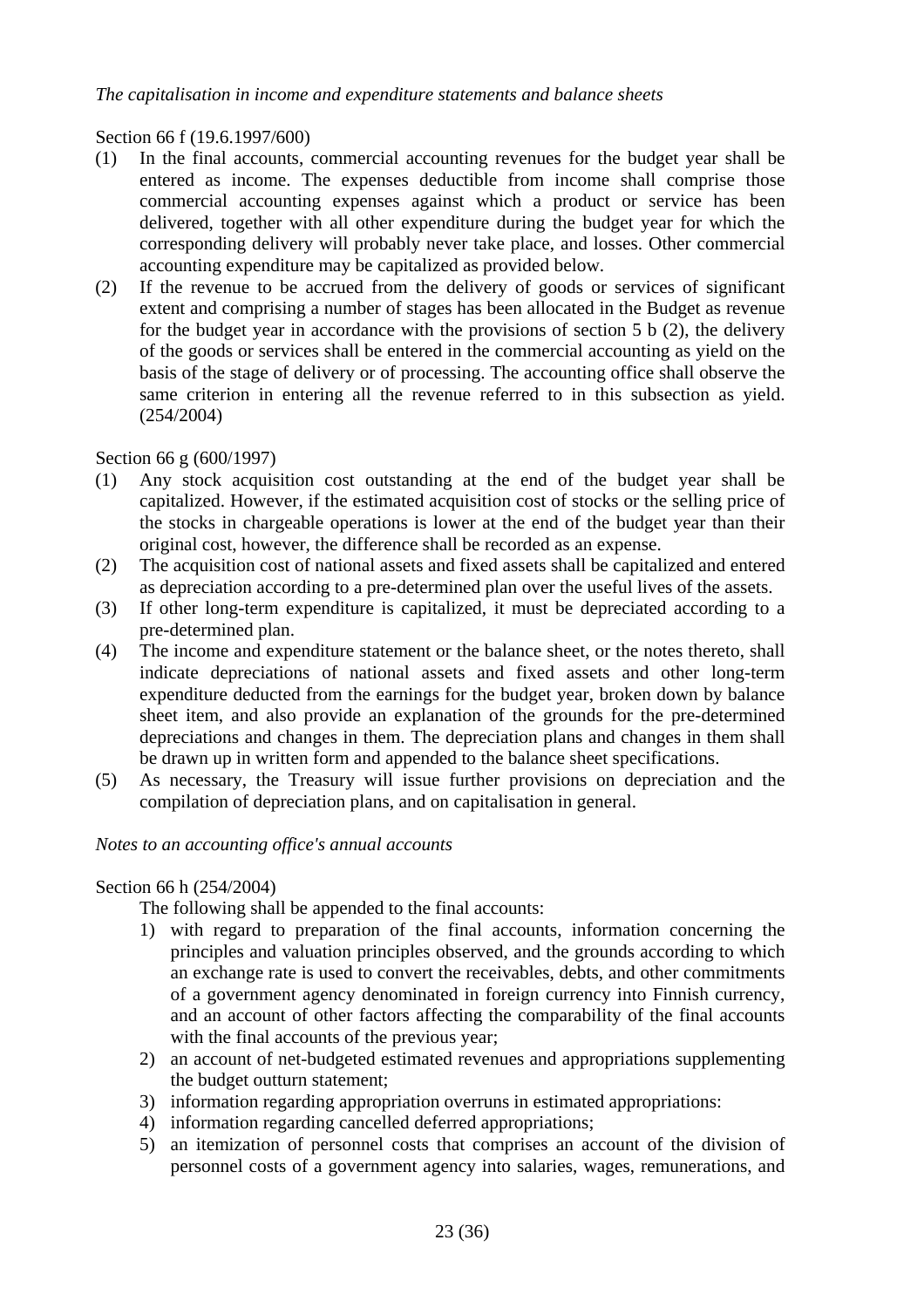*The capitalisation in income and expenditure statements and balance sheets*

Section 66 f (19.6.1997/600)

(1) In the final accounts, commercial accounting revenues for the budget year shall be entered as income. The expenses deductible from income shall comprise those commercial accounting expenses against which a product or service has been delivered, together with all other expenditure during the budget year for which the corresponding delivery will probably never take place, and losses. Other commercial accounting expenditure may be capitalized as provided below.

(2) If the revenue to be accrued from the delivery of goods or services of significant extent and comprising a number of stages has been allocated in the Budget as revenue for the budget year in accordance with the provisions of section 5 b (2), the delivery of the goods or services shall be entered in the commercial accounting as yield on the basis of the stage of delivery or of processing. The accounting office shall observe the same criterion in entering all the revenue referred to in this subsection as yield. (254/2004)

Section 66 g (600/1997)

(1) Any stock acquisition cost outstanding at the end of the budget year shall be capitalized. However, if the estimated acquisition cost of stocks or the selling price of the stocks in chargeable operations is lower at the end of the budget year than their original cost, however, the difference shall be recorded as an expense.

(2) The acquisition cost of national assets and fixed assets shall be capitalized and entered as depreciation according to a pre-determined plan over the useful lives of the assets.

(3) If other long-term expenditure is capitalized, it must be depreciated according to a pre-determined plan.

(4) The income and expenditure statement or the balance sheet, or the notes thereto, shall indicate depreciations of national assets and fixed assets and other long-term expenditure deducted from the earnings for the budget year, broken down by balance sheet item, and also provide an explanation of the grounds for the pre-determined depreciations and changes in them. The depreciation plans and changes in them shall be drawn up in written form and appended to the balance sheet specifications.

(5) As necessary, the Treasury will issue further provisions on depreciation and the compilation of depreciation plans, and on capitalisation in general.

*Notes to an accounting office's annual accounts*

Section 66 h (254/2004)

The following shall be appended to the final accounts:

1) with regard to preparation of the final accounts, information concerning the principles and valuation principles observed, and the grounds according to which an exchange rate is used to convert the receivables, debts, and other commitments of a government agency denominated in foreign currency into Finnish currency, and an account of other factors affecting the comparability of the final accounts with the final accounts of the previous year;
2) an account of net-budgeted estimated revenues and appropriations supplementing the budget outturn statement;
3) information regarding appropriation overruns in estimated appropriations:
4) information regarding cancelled deferred appropriations;
5) an itemization of personnel costs that comprises an account of the division of personnel costs of a government agency into salaries, wages, remunerations, and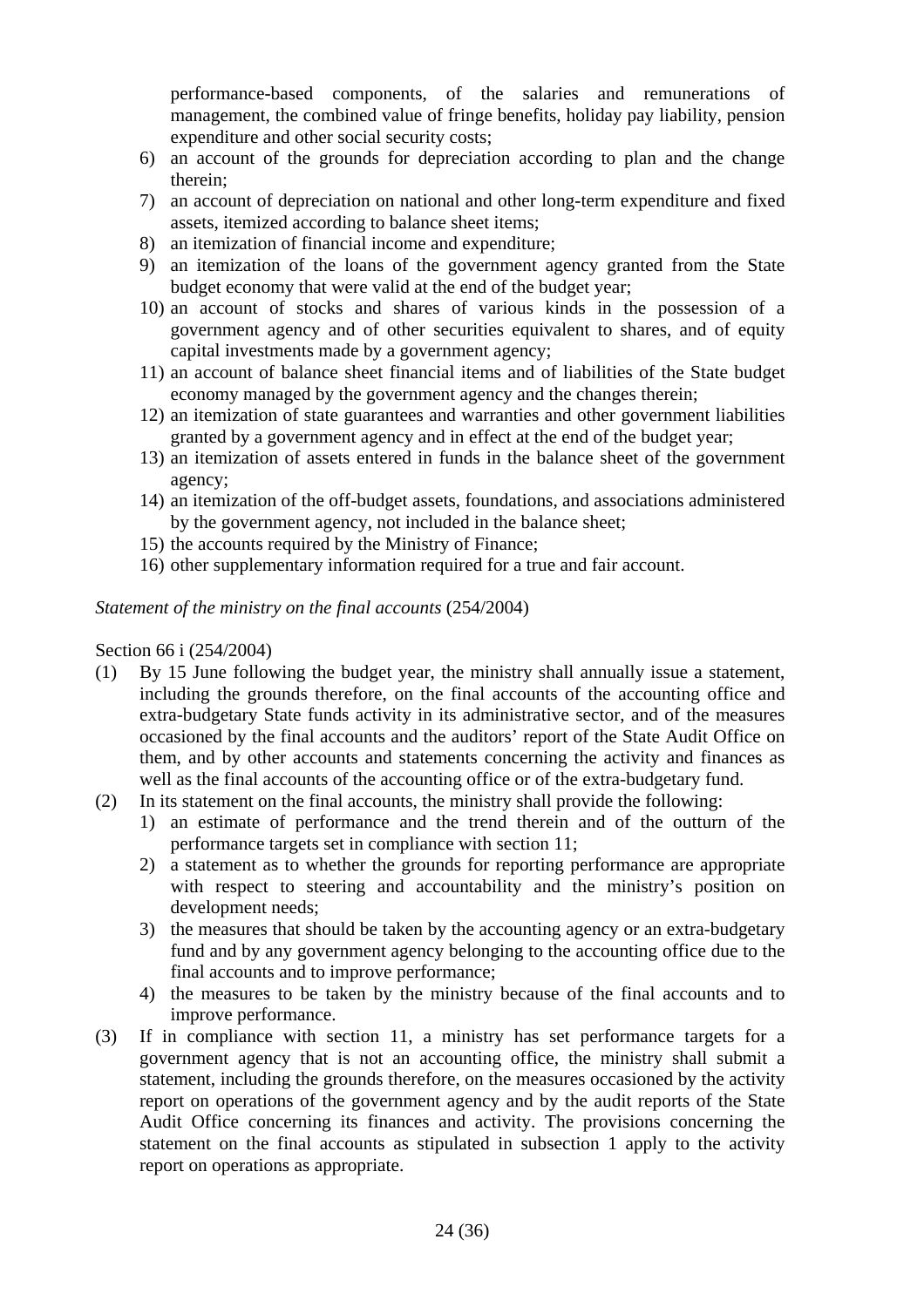performance-based components, of the salaries and remunerations of management, the combined value of fringe benefits, holiday pay liability, pension expenditure and other social security costs;

6) an account of the grounds for depreciation according to plan and the change therein;
7) an account of depreciation on national and other long-term expenditure and fixed assets, itemized according to balance sheet items;
8) an itemization of financial income and expenditure;
9) an itemization of the loans of the government agency granted from the State budget economy that were valid at the end of the budget year;
10) an account of stocks and shares of various kinds in the possession of a government agency and of other securities equivalent to shares, and of equity capital investments made by a government agency;
11) an account of balance sheet financial items and of liabilities of the State budget economy managed by the government agency and the changes therein;
12) an itemization of state guarantees and warranties and other government liabilities granted by a government agency and in effect at the end of the budget year;
13) an itemization of assets entered in funds in the balance sheet of the government agency;
14) an itemization of the off-budget assets, foundations, and associations administered by the government agency, not included in the balance sheet;
15) the accounts required by the Ministry of Finance;
16) other supplementary information required for a true and fair account.

*Statement of the ministry on the final accounts* (254/2004)

Section 66 i (254/2004)

(1) By 15 June following the budget year, the ministry shall annually issue a statement, including the grounds therefore, on the final accounts of the accounting office and extra-budgetary State funds activity in its administrative sector, and of the measures occasioned by the final accounts and the auditors' report of the State Audit Office on them, and by other accounts and statements concerning the activity and finances as well as the final accounts of the accounting office or of the extra-budgetary fund.

(2) In its statement on the final accounts, the ministry shall provide the following:
   1) an estimate of performance and the trend therein and of the outturn of the performance targets set in compliance with section 11;
   2) a statement as to whether the grounds for reporting performance are appropriate with respect to steering and accountability and the ministry's position on development needs;
   3) the measures that should be taken by the accounting agency or an extra-budgetary fund and by any government agency belonging to the accounting office due to the final accounts and to improve performance;
   4) the measures to be taken by the ministry because of the final accounts and to improve performance.

(3) If in compliance with section 11, a ministry has set performance targets for a government agency that is not an accounting office, the ministry shall submit a statement, including the grounds therefore, on the measures occasioned by the activity report on operations of the government agency and by the audit reports of the State Audit Office concerning its finances and activity. The provisions concerning the statement on the final accounts as stipulated in subsection 1 apply to the activity report on operations as appropriate.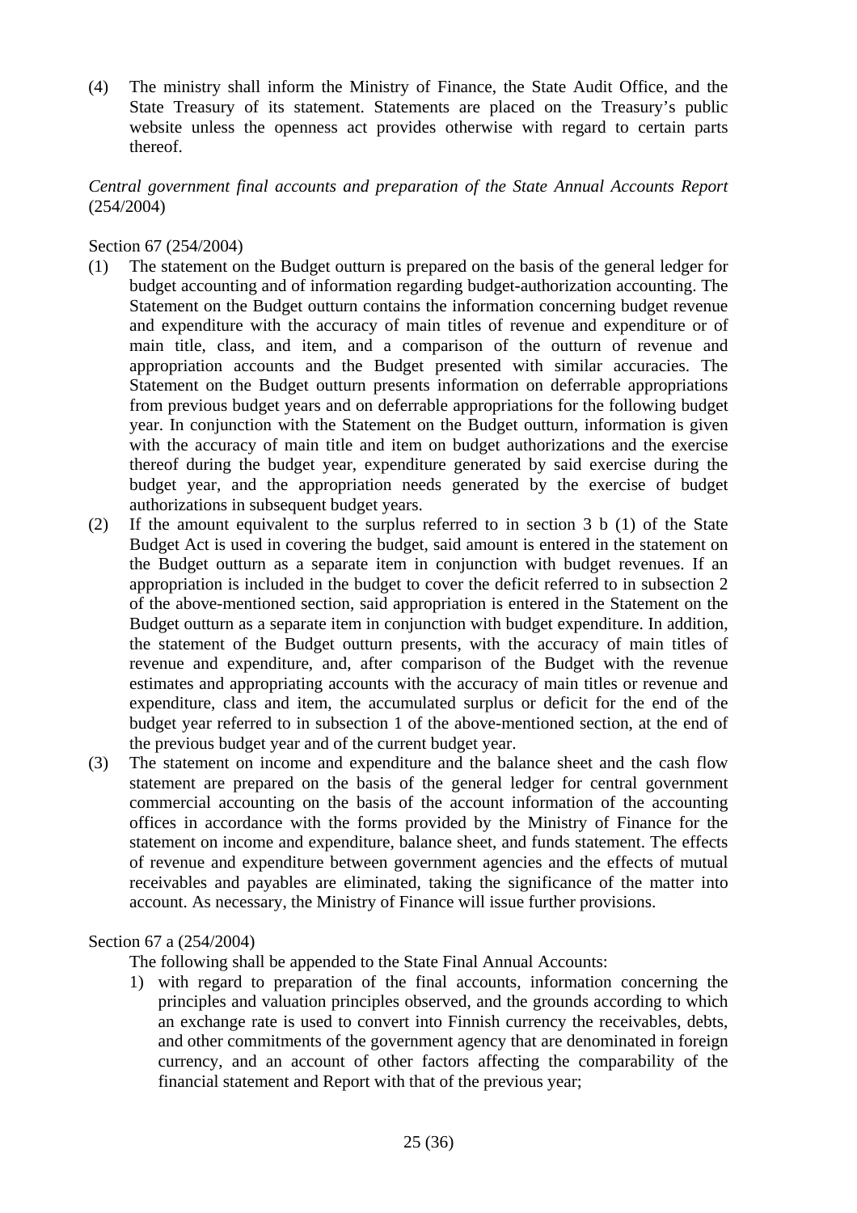(4) The ministry shall inform the Ministry of Finance, the State Audit Office, and the State Treasury of its statement. Statements are placed on the Treasury's public website unless the openness act provides otherwise with regard to certain parts thereof.

*Central government final accounts and preparation of the State Annual Accounts Report* (254/2004)

Section 67 (254/2004)

(1) The statement on the Budget outturn is prepared on the basis of the general ledger for budget accounting and of information regarding budget-authorization accounting. The Statement on the Budget outturn contains the information concerning budget revenue and expenditure with the accuracy of main titles of revenue and expenditure or of main title, class, and item, and a comparison of the outturn of revenue and appropriation accounts and the Budget presented with similar accuracies. The Statement on the Budget outturn presents information on deferrable appropriations from previous budget years and on deferrable appropriations for the following budget year. In conjunction with the Statement on the Budget outturn, information is given with the accuracy of main title and item on budget authorizations and the exercise thereof during the budget year, expenditure generated by said exercise during the budget year, and the appropriation needs generated by the exercise of budget authorizations in subsequent budget years.

(2) If the amount equivalent to the surplus referred to in section 3 b (1) of the State Budget Act is used in covering the budget, said amount is entered in the statement on the Budget outturn as a separate item in conjunction with budget revenues. If an appropriation is included in the budget to cover the deficit referred to in subsection 2 of the above-mentioned section, said appropriation is entered in the Statement on the Budget outturn as a separate item in conjunction with budget expenditure. In addition, the statement of the Budget outturn presents, with the accuracy of main titles of revenue and expenditure, and, after comparison of the Budget with the revenue estimates and appropriating accounts with the accuracy of main titles or revenue and expenditure, class and item, the accumulated surplus or deficit for the end of the budget year referred to in subsection 1 of the above-mentioned section, at the end of the previous budget year and of the current budget year.

(3) The statement on income and expenditure and the balance sheet and the cash flow statement are prepared on the basis of the general ledger for central government commercial accounting on the basis of the account information of the accounting offices in accordance with the forms provided by the Ministry of Finance for the statement on income and expenditure, balance sheet, and funds statement. The effects of revenue and expenditure between government agencies and the effects of mutual receivables and payables are eliminated, taking the significance of the matter into account. As necessary, the Ministry of Finance will issue further provisions.

Section 67 a (254/2004)

The following shall be appended to the State Final Annual Accounts:

1) with regard to preparation of the final accounts, information concerning the principles and valuation principles observed, and the grounds according to which an exchange rate is used to convert into Finnish currency the receivables, debts, and other commitments of the government agency that are denominated in foreign currency, and an account of other factors affecting the comparability of the financial statement and Report with that of the previous year;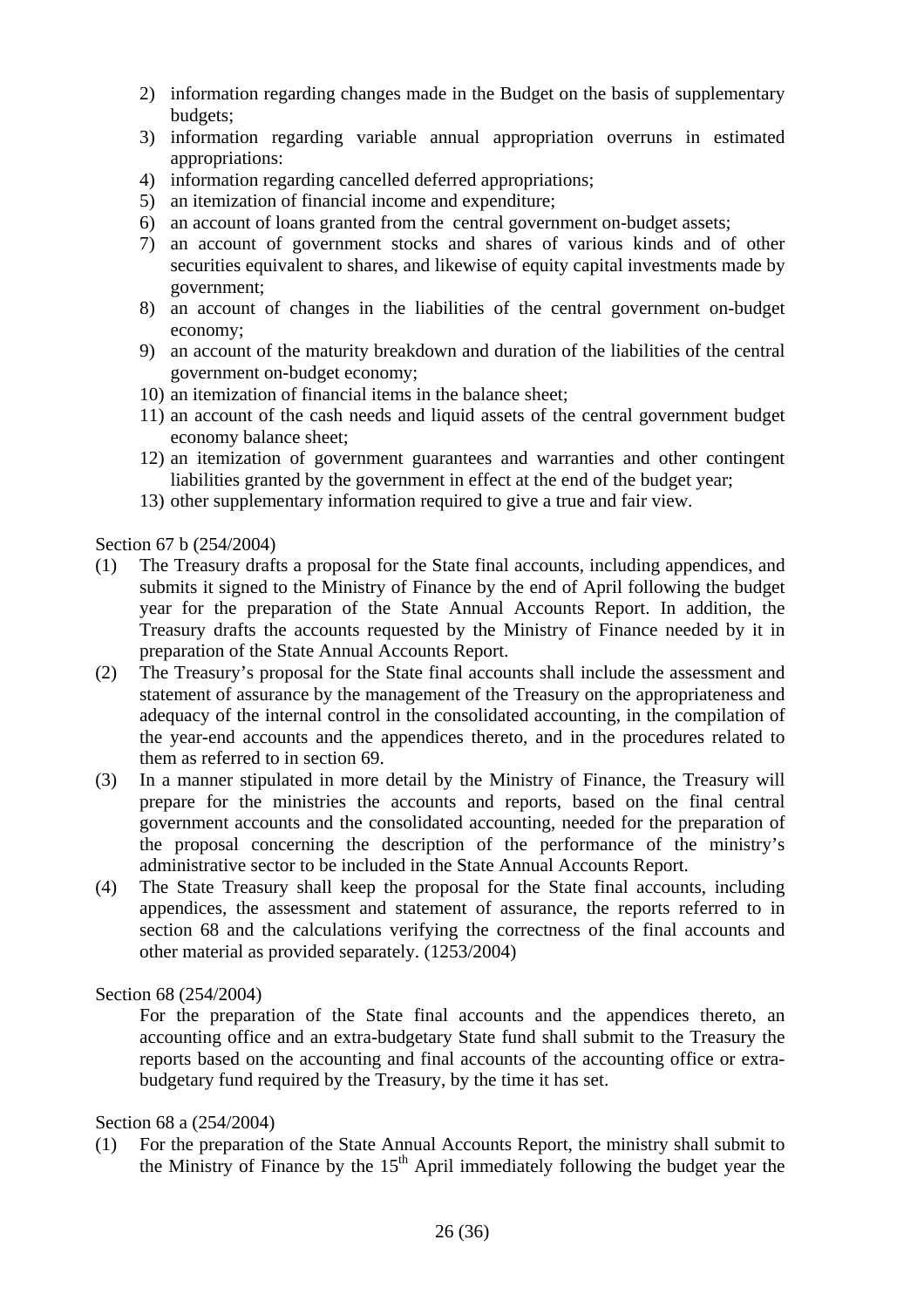2) information regarding changes made in the Budget on the basis of supplementary budgets;
3) information regarding variable annual appropriation overruns in estimated appropriations:
4) information regarding cancelled deferred appropriations;
5) an itemization of financial income and expenditure;
6) an account of loans granted from the central government on-budget assets;
7) an account of government stocks and shares of various kinds and of other securities equivalent to shares, and likewise of equity capital investments made by government;
8) an account of changes in the liabilities of the central government on-budget economy;
9) an account of the maturity breakdown and duration of the liabilities of the central government on-budget economy;
10) an itemization of financial items in the balance sheet;
11) an account of the cash needs and liquid assets of the central government budget economy balance sheet;
12) an itemization of government guarantees and warranties and other contingent liabilities granted by the government in effect at the end of the budget year;
13) other supplementary information required to give a true and fair view.

Section 67 b (254/2004)

(1) The Treasury drafts a proposal for the State final accounts, including appendices, and submits it signed to the Ministry of Finance by the end of April following the budget year for the preparation of the State Annual Accounts Report. In addition, the Treasury drafts the accounts requested by the Ministry of Finance needed by it in preparation of the State Annual Accounts Report.

(2) The Treasury's proposal for the State final accounts shall include the assessment and statement of assurance by the management of the Treasury on the appropriateness and adequacy of the internal control in the consolidated accounting, in the compilation of the year-end accounts and the appendices thereto, and in the procedures related to them as referred to in section 69.

(3) In a manner stipulated in more detail by the Ministry of Finance, the Treasury will prepare for the ministries the accounts and reports, based on the final central government accounts and the consolidated accounting, needed for the preparation of the proposal concerning the description of the performance of the ministry's administrative sector to be included in the State Annual Accounts Report.

(4) The State Treasury shall keep the proposal for the State final accounts, including appendices, the assessment and statement of assurance, the reports referred to in section 68 and the calculations verifying the correctness of the final accounts and other material as provided separately. (1253/2004)

Section 68 (254/2004)

For the preparation of the State final accounts and the appendices thereto, an accounting office and an extra-budgetary State fund shall submit to the Treasury the reports based on the accounting and final accounts of the accounting office or extra-budgetary fund required by the Treasury, by the time it has set.

Section 68 a (254/2004)

(1) For the preparation of the State Annual Accounts Report, the ministry shall submit to the Ministry of Finance by the 15th April immediately following the budget year the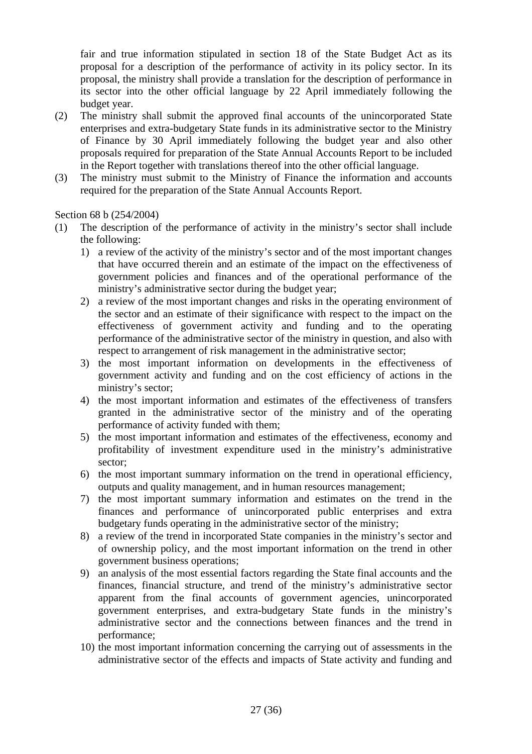fair and true information stipulated in section 18 of the State Budget Act as its proposal for a description of the performance of activity in its policy sector. In its proposal, the ministry shall provide a translation for the description of performance in its sector into the other official language by 22 April immediately following the budget year.

(2) The ministry shall submit the approved final accounts of the unincorporated State enterprises and extra-budgetary State funds in its administrative sector to the Ministry of Finance by 30 April immediately following the budget year and also other proposals required for preparation of the State Annual Accounts Report to be included in the Report together with translations thereof into the other official language.

(3) The ministry must submit to the Ministry of Finance the information and accounts required for the preparation of the State Annual Accounts Report.

Section 68 b (254/2004)

(1) The description of the performance of activity in the ministry's sector shall include the following:

1) a review of the activity of the ministry's sector and of the most important changes that have occurred therein and an estimate of the impact on the effectiveness of government policies and finances and of the operational performance of the ministry's administrative sector during the budget year;
2) a review of the most important changes and risks in the operating environment of the sector and an estimate of their significance with respect to the impact on the effectiveness of government activity and funding and to the operating performance of the administrative sector of the ministry in question, and also with respect to arrangement of risk management in the administrative sector;
3) the most important information on developments in the effectiveness of government activity and funding and on the cost efficiency of actions in the ministry's sector;
4) the most important information and estimates of the effectiveness of transfers granted in the administrative sector of the ministry and of the operating performance of activity funded with them;
5) the most important information and estimates of the effectiveness, economy and profitability of investment expenditure used in the ministry's administrative sector;
6) the most important summary information on the trend in operational efficiency, outputs and quality management, and in human resources management;
7) the most important summary information and estimates on the trend in the finances and performance of unincorporated public enterprises and extra budgetary funds operating in the administrative sector of the ministry;
8) a review of the trend in incorporated State companies in the ministry's sector and of ownership policy, and the most important information on the trend in other government business operations;
9) an analysis of the most essential factors regarding the State final accounts and the finances, financial structure, and trend of the ministry's administrative sector apparent from the final accounts of government agencies, unincorporated government enterprises, and extra-budgetary State funds in the ministry's administrative sector and the connections between finances and the trend in performance;
10) the most important information concerning the carrying out of assessments in the administrative sector of the effects and impacts of State activity and funding and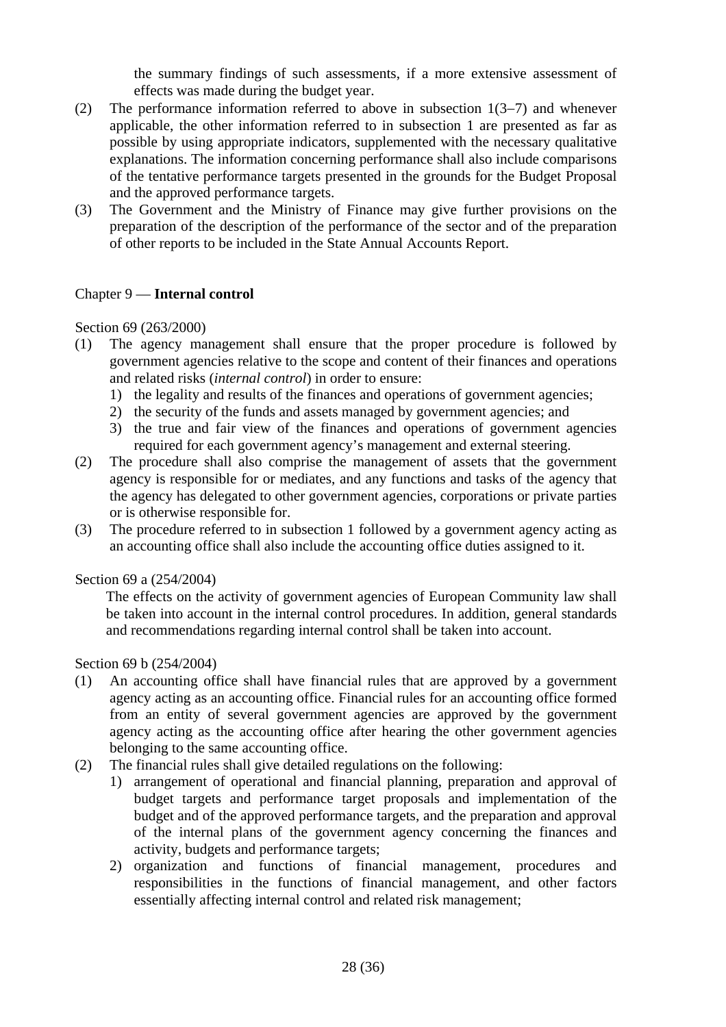the summary findings of such assessments, if a more extensive assessment of effects was made during the budget year.

(2) The performance information referred to above in subsection 1(3–7) and whenever applicable, the other information referred to in subsection 1 are presented as far as possible by using appropriate indicators, supplemented with the necessary qualitative explanations. The information concerning performance shall also include comparisons of the tentative performance targets presented in the grounds for the Budget Proposal and the approved performance targets.

(3) The Government and the Ministry of Finance may give further provisions on the preparation of the description of the performance of the sector and of the preparation of other reports to be included in the State Annual Accounts Report.

## Chapter 9 — **Internal control**

Section 69 (263/2000)

(1) The agency management shall ensure that the proper procedure is followed by government agencies relative to the scope and content of their finances and operations and related risks (*internal control*) in order to ensure:
   1) the legality and results of the finances and operations of government agencies;
   2) the security of the funds and assets managed by government agencies; and
   3) the true and fair view of the finances and operations of government agencies required for each government agency's management and external steering.

(2) The procedure shall also comprise the management of assets that the government agency is responsible for or mediates, and any functions and tasks of the agency that the agency has delegated to other government agencies, corporations or private parties or is otherwise responsible for.

(3) The procedure referred to in subsection 1 followed by a government agency acting as an accounting office shall also include the accounting office duties assigned to it.

Section 69 a (254/2004)

The effects on the activity of government agencies of European Community law shall be taken into account in the internal control procedures. In addition, general standards and recommendations regarding internal control shall be taken into account.

Section 69 b (254/2004)

(1) An accounting office shall have financial rules that are approved by a government agency acting as an accounting office. Financial rules for an accounting office formed from an entity of several government agencies are approved by the government agency acting as the accounting office after hearing the other government agencies belonging to the same accounting office.

(2) The financial rules shall give detailed regulations on the following:
   1) arrangement of operational and financial planning, preparation and approval of budget targets and performance target proposals and implementation of the budget and of the approved performance targets, and the preparation and approval of the internal plans of the government agency concerning the finances and activity, budgets and performance targets;
   2) organization and functions of financial management, procedures and responsibilities in the functions of financial management, and other factors essentially affecting internal control and related risk management;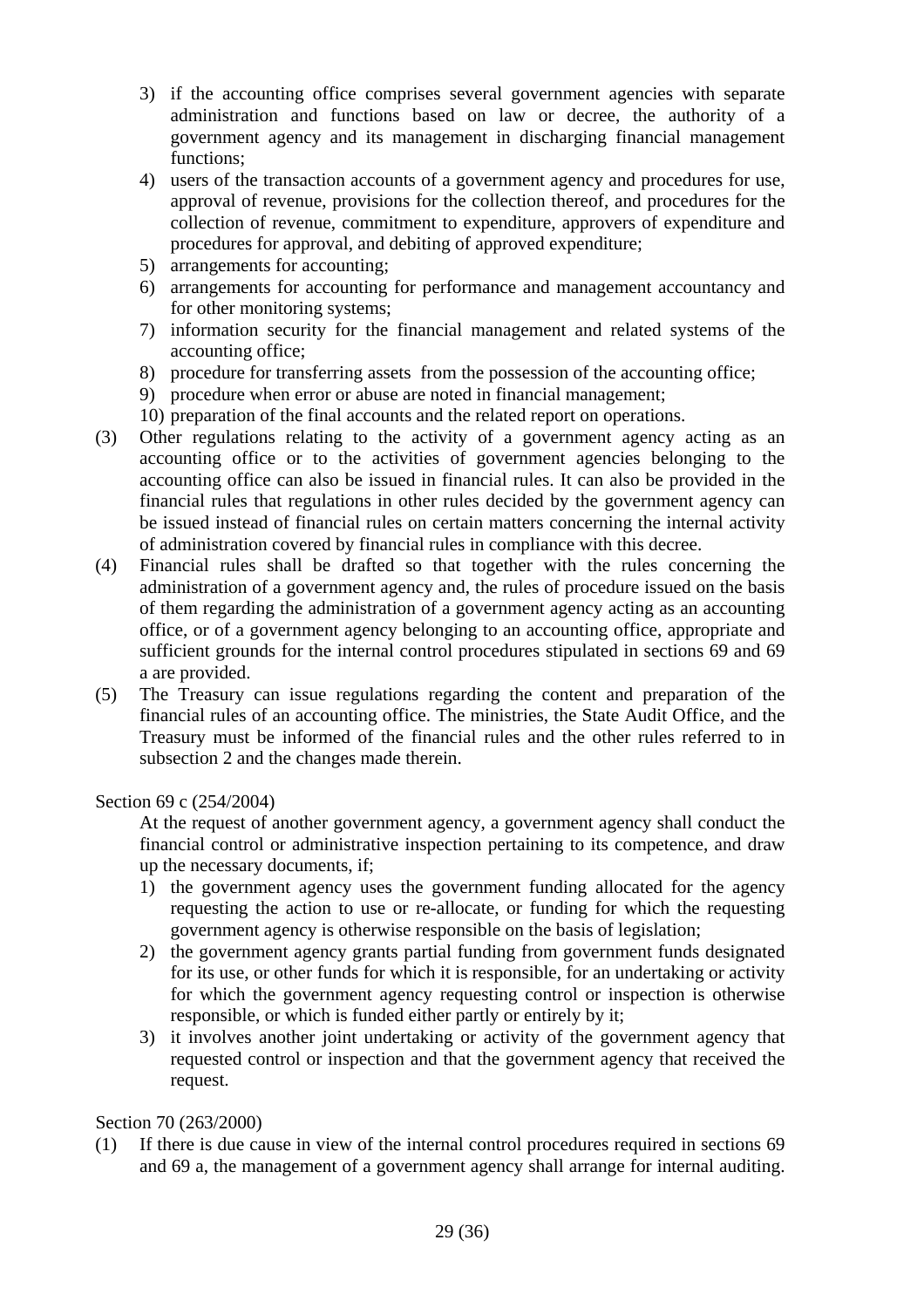3) if the accounting office comprises several government agencies with separate administration and functions based on law or decree, the authority of a government agency and its management in discharging financial management functions;
4) users of the transaction accounts of a government agency and procedures for use, approval of revenue, provisions for the collection thereof, and procedures for the collection of revenue, commitment to expenditure, approvers of expenditure and procedures for approval, and debiting of approved expenditure;
5) arrangements for accounting;
6) arrangements for accounting for performance and management accountancy and for other monitoring systems;
7) information security for the financial management and related systems of the accounting office;
8) procedure for transferring assets from the possession of the accounting office;
9) procedure when error or abuse are noted in financial management;
10) preparation of the final accounts and the related report on operations.

(3) Other regulations relating to the activity of a government agency acting as an accounting office or to the activities of government agencies belonging to the accounting office can also be issued in financial rules. It can also be provided in the financial rules that regulations in other rules decided by the government agency can be issued instead of financial rules on certain matters concerning the internal activity of administration covered by financial rules in compliance with this decree.

(4) Financial rules shall be drafted so that together with the rules concerning the administration of a government agency and, the rules of procedure issued on the basis of them regarding the administration of a government agency acting as an accounting office, or of a government agency belonging to an accounting office, appropriate and sufficient grounds for the internal control procedures stipulated in sections 69 and 69 a are provided.

(5) The Treasury can issue regulations regarding the content and preparation of the financial rules of an accounting office. The ministries, the State Audit Office, and the Treasury must be informed of the financial rules and the other rules referred to in subsection 2 and the changes made therein.

Section 69 c (254/2004)

At the request of another government agency, a government agency shall conduct the financial control or administrative inspection pertaining to its competence, and draw up the necessary documents, if;

1) the government agency uses the government funding allocated for the agency requesting the action to use or re-allocate, or funding for which the requesting government agency is otherwise responsible on the basis of legislation;
2) the government agency grants partial funding from government funds designated for its use, or other funds for which it is responsible, for an undertaking or activity for which the government agency requesting control or inspection is otherwise responsible, or which is funded either partly or entirely by it;
3) it involves another joint undertaking or activity of the government agency that requested control or inspection and that the government agency that received the request.

Section 70 (263/2000)

(1) If there is due cause in view of the internal control procedures required in sections 69 and 69 a, the management of a government agency shall arrange for internal auditing.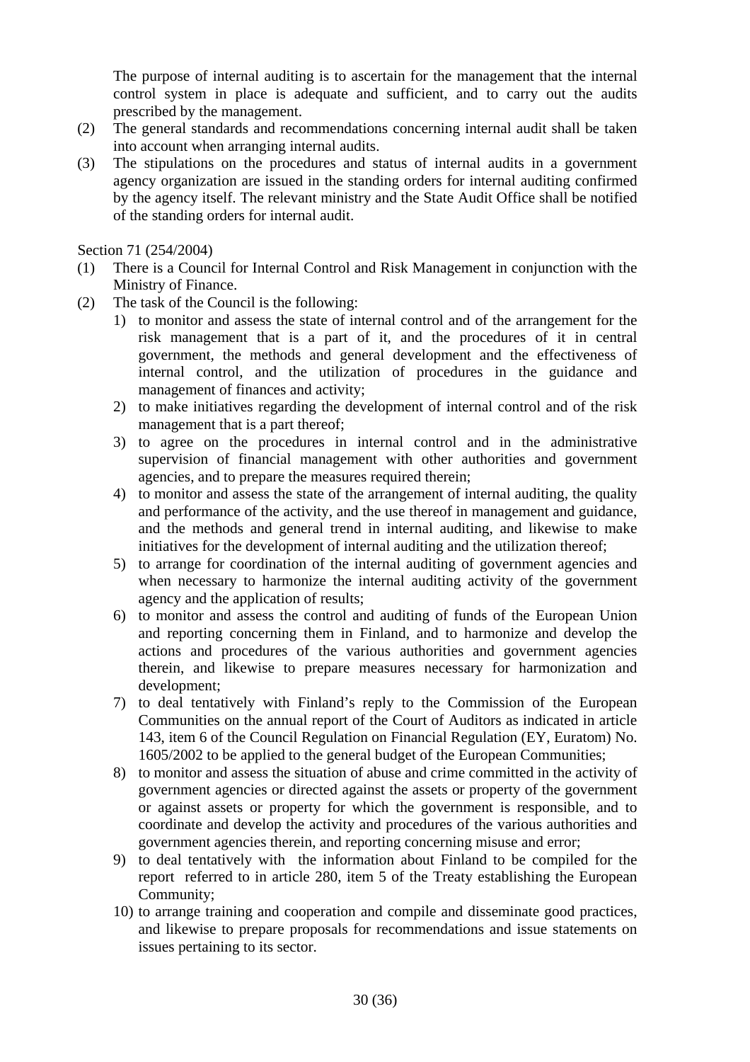The purpose of internal auditing is to ascertain for the management that the internal control system in place is adequate and sufficient, and to carry out the audits prescribed by the management.

(2) The general standards and recommendations concerning internal audit shall be taken into account when arranging internal audits.

(3) The stipulations on the procedures and status of internal audits in a government agency organization are issued in the standing orders for internal auditing confirmed by the agency itself. The relevant ministry and the State Audit Office shall be notified of the standing orders for internal audit.

Section 71 (254/2004)

(1) There is a Council for Internal Control and Risk Management in conjunction with the Ministry of Finance.

(2) The task of the Council is the following:
   1) to monitor and assess the state of internal control and of the arrangement for the risk management that is a part of it, and the procedures of it in central government, the methods and general development and the effectiveness of internal control, and the utilization of procedures in the guidance and management of finances and activity;
   2) to make initiatives regarding the development of internal control and of the risk management that is a part thereof;
   3) to agree on the procedures in internal control and in the administrative supervision of financial management with other authorities and government agencies, and to prepare the measures required therein;
   4) to monitor and assess the state of the arrangement of internal auditing, the quality and performance of the activity, and the use thereof in management and guidance, and the methods and general trend in internal auditing, and likewise to make initiatives for the development of internal auditing and the utilization thereof;
   5) to arrange for coordination of the internal auditing of government agencies and when necessary to harmonize the internal auditing activity of the government agency and the application of results;
   6) to monitor and assess the control and auditing of funds of the European Union and reporting concerning them in Finland, and to harmonize and develop the actions and procedures of the various authorities and government agencies therein, and likewise to prepare measures necessary for harmonization and development;
   7) to deal tentatively with Finland's reply to the Commission of the European Communities on the annual report of the Court of Auditors as indicated in article 143, item 6 of the Council Regulation on Financial Regulation (EY, Euratom) No. 1605/2002 to be applied to the general budget of the European Communities;
   8) to monitor and assess the situation of abuse and crime committed in the activity of government agencies or directed against the assets or property of the government or against assets or property for which the government is responsible, and to coordinate and develop the activity and procedures of the various authorities and government agencies therein, and reporting concerning misuse and error;
   9) to deal tentatively with the information about Finland to be compiled for the report referred to in article 280, item 5 of the Treaty establishing the European Community;
   10) to arrange training and cooperation and compile and disseminate good practices, and likewise to prepare proposals for recommendations and issue statements on issues pertaining to its sector.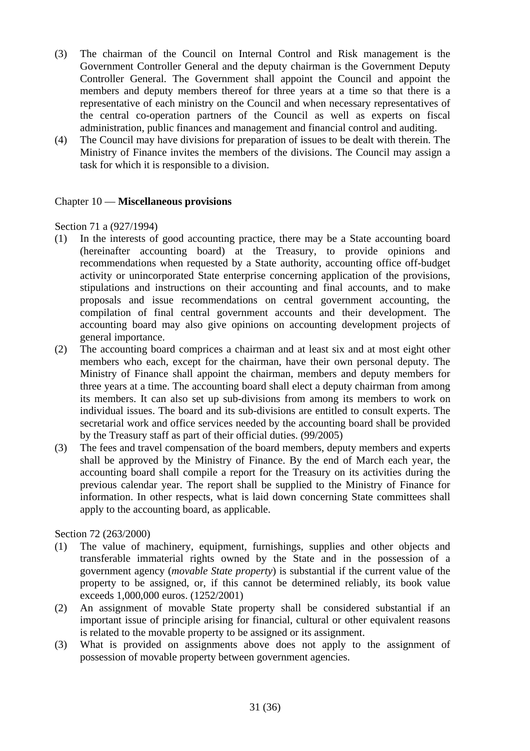(3) The chairman of the Council on Internal Control and Risk management is the Government Controller General and the deputy chairman is the Government Deputy Controller General. The Government shall appoint the Council and appoint the members and deputy members thereof for three years at a time so that there is a representative of each ministry on the Council and when necessary representatives of the central co-operation partners of the Council as well as experts on fiscal administration, public finances and management and financial control and auditing.

(4) The Council may have divisions for preparation of issues to be dealt with therein. The Ministry of Finance invites the members of the divisions. The Council may assign a task for which it is responsible to a division.

## Chapter 10 — **Miscellaneous provisions**

Section 71 a (927/1994)

(1) In the interests of good accounting practice, there may be a State accounting board (hereinafter accounting board) at the Treasury, to provide opinions and recommendations when requested by a State authority, accounting office off-budget activity or unincorporated State enterprise concerning application of the provisions, stipulations and instructions on their accounting and final accounts, and to make proposals and issue recommendations on central government accounting, the compilation of final central government accounts and their development. The accounting board may also give opinions on accounting development projects of general importance.

(2) The accounting board comprices a chairman and at least six and at most eight other members who each, except for the chairman, have their own personal deputy. The Ministry of Finance shall appoint the chairman, members and deputy members for three years at a time. The accounting board shall elect a deputy chairman from among its members. It can also set up sub-divisions from among its members to work on individual issues. The board and its sub-divisions are entitled to consult experts. The secretarial work and office services needed by the accounting board shall be provided by the Treasury staff as part of their official duties. (99/2005)

(3) The fees and travel compensation of the board members, deputy members and experts shall be approved by the Ministry of Finance. By the end of March each year, the accounting board shall compile a report for the Treasury on its activities during the previous calendar year. The report shall be supplied to the Ministry of Finance for information. In other respects, what is laid down concerning State committees shall apply to the accounting board, as applicable.

Section 72 (263/2000)

(1) The value of machinery, equipment, furnishings, supplies and other objects and transferable immaterial rights owned by the State and in the possession of a government agency (*movable State property*) is substantial if the current value of the property to be assigned, or, if this cannot be determined reliably, its book value exceeds 1,000,000 euros. (1252/2001)

(2) An assignment of movable State property shall be considered substantial if an important issue of principle arising for financial, cultural or other equivalent reasons is related to the movable property to be assigned or its assignment.

(3) What is provided on assignments above does not apply to the assignment of possession of movable property between government agencies.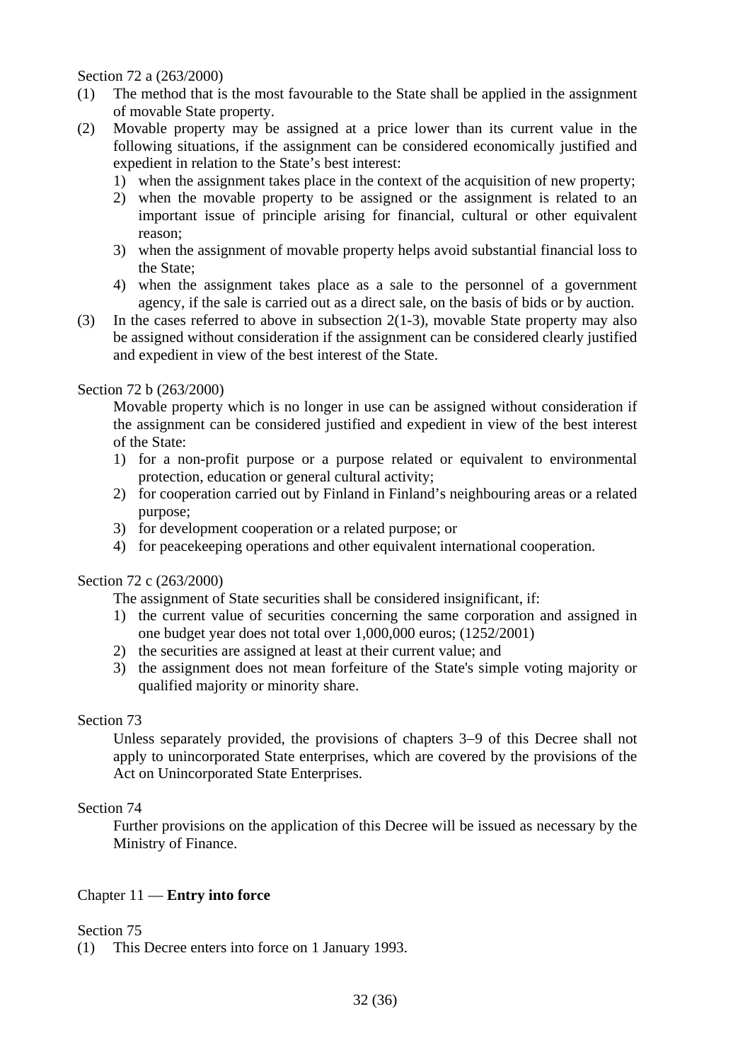Section 72 a (263/2000)

(1) The method that is the most favourable to the State shall be applied in the assignment of movable State property.

(2) Movable property may be assigned at a price lower than its current value in the following situations, if the assignment can be considered economically justified and expedient in relation to the State's best interest:
   1) when the assignment takes place in the context of the acquisition of new property;
   2) when the movable property to be assigned or the assignment is related to an important issue of principle arising for financial, cultural or other equivalent reason;
   3) when the assignment of movable property helps avoid substantial financial loss to the State;
   4) when the assignment takes place as a sale to the personnel of a government agency, if the sale is carried out as a direct sale, on the basis of bids or by auction.

(3) In the cases referred to above in subsection 2(1-3), movable State property may also be assigned without consideration if the assignment can be considered clearly justified and expedient in view of the best interest of the State.

Section 72 b (263/2000)

Movable property which is no longer in use can be assigned without consideration if the assignment can be considered justified and expedient in view of the best interest of the State:
1) for a non-profit purpose or a purpose related or equivalent to environmental protection, education or general cultural activity;
2) for cooperation carried out by Finland in Finland's neighbouring areas or a related purpose;
3) for development cooperation or a related purpose; or
4) for peacekeeping operations and other equivalent international cooperation.

Section 72 c (263/2000)

The assignment of State securities shall be considered insignificant, if:
1) the current value of securities concerning the same corporation and assigned in one budget year does not total over 1,000,000 euros; (1252/2001)
2) the securities are assigned at least at their current value; and
3) the assignment does not mean forfeiture of the State's simple voting majority or qualified majority or minority share.

Section 73

Unless separately provided, the provisions of chapters 3–9 of this Decree shall not apply to unincorporated State enterprises, which are covered by the provisions of the Act on Unincorporated State Enterprises.

Section 74

Further provisions on the application of this Decree will be issued as necessary by the Ministry of Finance.

## Chapter 11 — **Entry into force**

Section 75

(1) This Decree enters into force on 1 January 1993.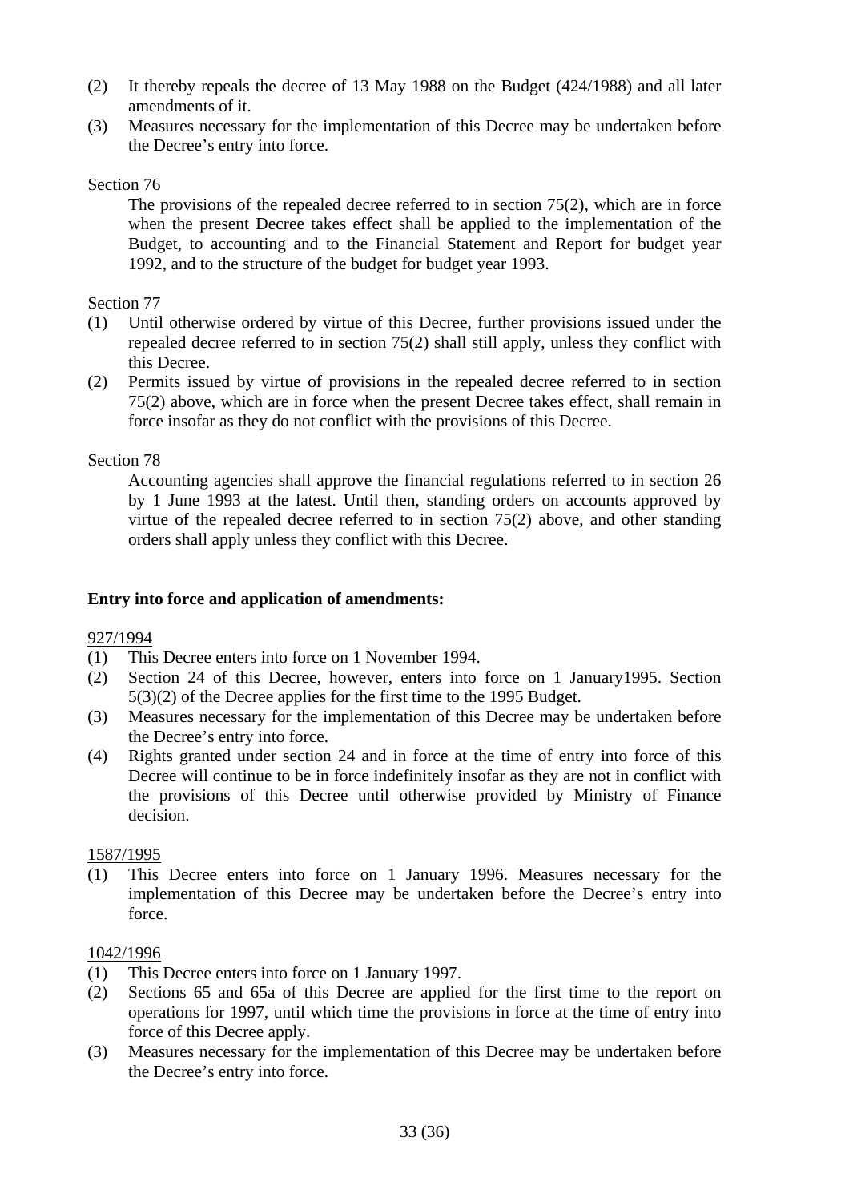(2) It thereby repeals the decree of 13 May 1988 on the Budget (424/1988) and all later amendments of it.

(3) Measures necessary for the implementation of this Decree may be undertaken before the Decree's entry into force.

Section 76

The provisions of the repealed decree referred to in section 75(2), which are in force when the present Decree takes effect shall be applied to the implementation of the Budget, to accounting and to the Financial Statement and Report for budget year 1992, and to the structure of the budget for budget year 1993.

Section 77

(1) Until otherwise ordered by virtue of this Decree, further provisions issued under the repealed decree referred to in section 75(2) shall still apply, unless they conflict with this Decree.

(2) Permits issued by virtue of provisions in the repealed decree referred to in section 75(2) above, which are in force when the present Decree takes effect, shall remain in force insofar as they do not conflict with the provisions of this Decree.

Section 78

Accounting agencies shall approve the financial regulations referred to in section 26 by 1 June 1993 at the latest. Until then, standing orders on accounts approved by virtue of the repealed decree referred to in section 75(2) above, and other standing orders shall apply unless they conflict with this Decree.

**Entry into force and application of amendments:**

927/1994

(1) This Decree enters into force on 1 November 1994.

(2) Section 24 of this Decree, however, enters into force on 1 January1995. Section 5(3)(2) of the Decree applies for the first time to the 1995 Budget.

(3) Measures necessary for the implementation of this Decree may be undertaken before the Decree's entry into force.

(4) Rights granted under section 24 and in force at the time of entry into force of this Decree will continue to be in force indefinitely insofar as they are not in conflict with the provisions of this Decree until otherwise provided by Ministry of Finance decision.

1587/1995

(1) This Decree enters into force on 1 January 1996. Measures necessary for the implementation of this Decree may be undertaken before the Decree's entry into force.

1042/1996

(1) This Decree enters into force on 1 January 1997.

(2) Sections 65 and 65a of this Decree are applied for the first time to the report on operations for 1997, until which time the provisions in force at the time of entry into force of this Decree apply.

(3) Measures necessary for the implementation of this Decree may be undertaken before the Decree's entry into force.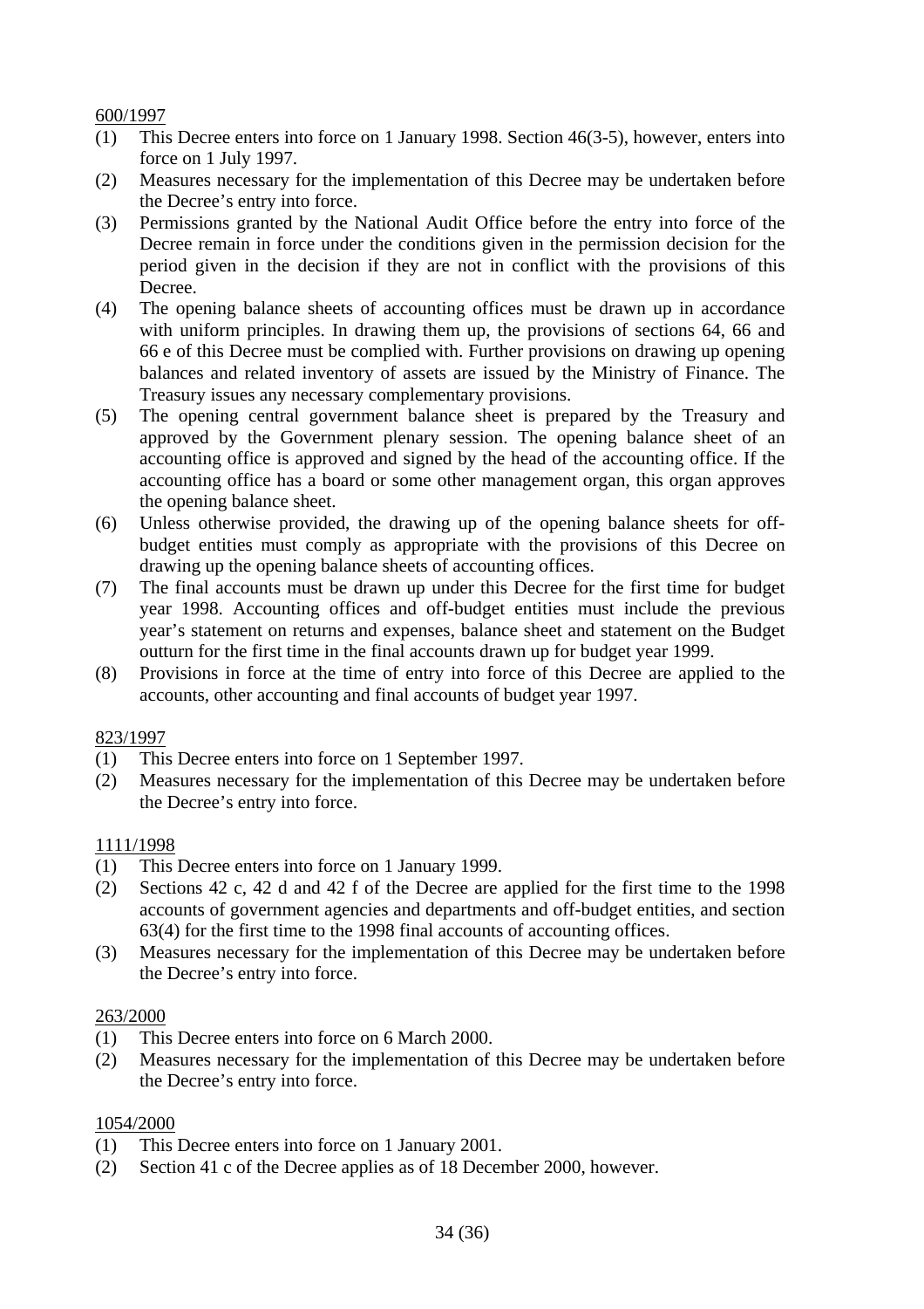<u>600/1997</u>

(1) This Decree enters into force on 1 January 1998. Section 46(3-5), however, enters into force on 1 July 1997.
(2) Measures necessary for the implementation of this Decree may be undertaken before the Decree's entry into force.
(3) Permissions granted by the National Audit Office before the entry into force of the Decree remain in force under the conditions given in the permission decision for the period given in the decision if they are not in conflict with the provisions of this Decree.
(4) The opening balance sheets of accounting offices must be drawn up in accordance with uniform principles. In drawing them up, the provisions of sections 64, 66 and 66 e of this Decree must be complied with. Further provisions on drawing up opening balances and related inventory of assets are issued by the Ministry of Finance. The Treasury issues any necessary complementary provisions.
(5) The opening central government balance sheet is prepared by the Treasury and approved by the Government plenary session. The opening balance sheet of an accounting office is approved and signed by the head of the accounting office. If the accounting office has a board or some other management organ, this organ approves the opening balance sheet.
(6) Unless otherwise provided, the drawing up of the opening balance sheets for off-budget entities must comply as appropriate with the provisions of this Decree on drawing up the opening balance sheets of accounting offices.
(7) The final accounts must be drawn up under this Decree for the first time for budget year 1998. Accounting offices and off-budget entities must include the previous year's statement on returns and expenses, balance sheet and statement on the Budget outturn for the first time in the final accounts drawn up for budget year 1999.
(8) Provisions in force at the time of entry into force of this Decree are applied to the accounts, other accounting and final accounts of budget year 1997.

<u>823/1997</u>

(1) This Decree enters into force on 1 September 1997.
(2) Measures necessary for the implementation of this Decree may be undertaken before the Decree's entry into force.

<u>1111/1998</u>

(1) This Decree enters into force on 1 January 1999.
(2) Sections 42 c, 42 d and 42 f of the Decree are applied for the first time to the 1998 accounts of government agencies and departments and off-budget entities, and section 63(4) for the first time to the 1998 final accounts of accounting offices.
(3) Measures necessary for the implementation of this Decree may be undertaken before the Decree's entry into force.

<u>263/2000</u>

(1) This Decree enters into force on 6 March 2000.
(2) Measures necessary for the implementation of this Decree may be undertaken before the Decree's entry into force.

<u>1054/2000</u>

(1) This Decree enters into force on 1 January 2001.
(2) Section 41 c of the Decree applies as of 18 December 2000, however.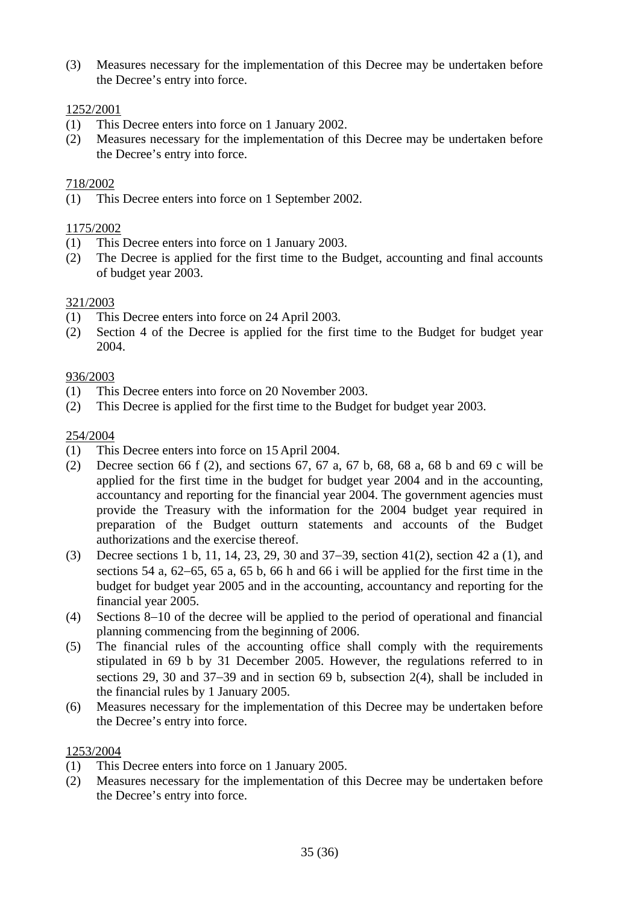(3) Measures necessary for the implementation of this Decree may be undertaken before the Decree's entry into force.

<u>1252/2001</u>

(1) This Decree enters into force on 1 January 2002.
(2) Measures necessary for the implementation of this Decree may be undertaken before the Decree's entry into force.

<u>718/2002</u>

(1) This Decree enters into force on 1 September 2002.

<u>1175/2002</u>

(1) This Decree enters into force on 1 January 2003.
(2) The Decree is applied for the first time to the Budget, accounting and final accounts of budget year 2003.

<u>321/2003</u>

(1) This Decree enters into force on 24 April 2003.
(2) Section 4 of the Decree is applied for the first time to the Budget for budget year 2004.

<u>936/2003</u>

(1) This Decree enters into force on 20 November 2003.
(2) This Decree is applied for the first time to the Budget for budget year 2003.

<u>254/2004</u>

(1) This Decree enters into force on 15 April 2004.
(2) Decree section 66 f (2), and sections 67, 67 a, 67 b, 68, 68 a, 68 b and 69 c will be applied for the first time in the budget for budget year 2004 and in the accounting, accountancy and reporting for the financial year 2004. The government agencies must provide the Treasury with the information for the 2004 budget year required in preparation of the Budget outturn statements and accounts of the Budget authorizations and the exercise thereof.
(3) Decree sections 1 b, 11, 14, 23, 29, 30 and 37–39, section 41(2), section 42 a (1), and sections 54 a, 62–65, 65 a, 65 b, 66 h and 66 i will be applied for the first time in the budget for budget year 2005 and in the accounting, accountancy and reporting for the financial year 2005.
(4) Sections 8–10 of the decree will be applied to the period of operational and financial planning commencing from the beginning of 2006.
(5) The financial rules of the accounting office shall comply with the requirements stipulated in 69 b by 31 December 2005. However, the regulations referred to in sections 29, 30 and 37–39 and in section 69 b, subsection 2(4), shall be included in the financial rules by 1 January 2005.
(6) Measures necessary for the implementation of this Decree may be undertaken before the Decree's entry into force.

<u>1253/2004</u>

(1) This Decree enters into force on 1 January 2005.
(2) Measures necessary for the implementation of this Decree may be undertaken before the Decree's entry into force.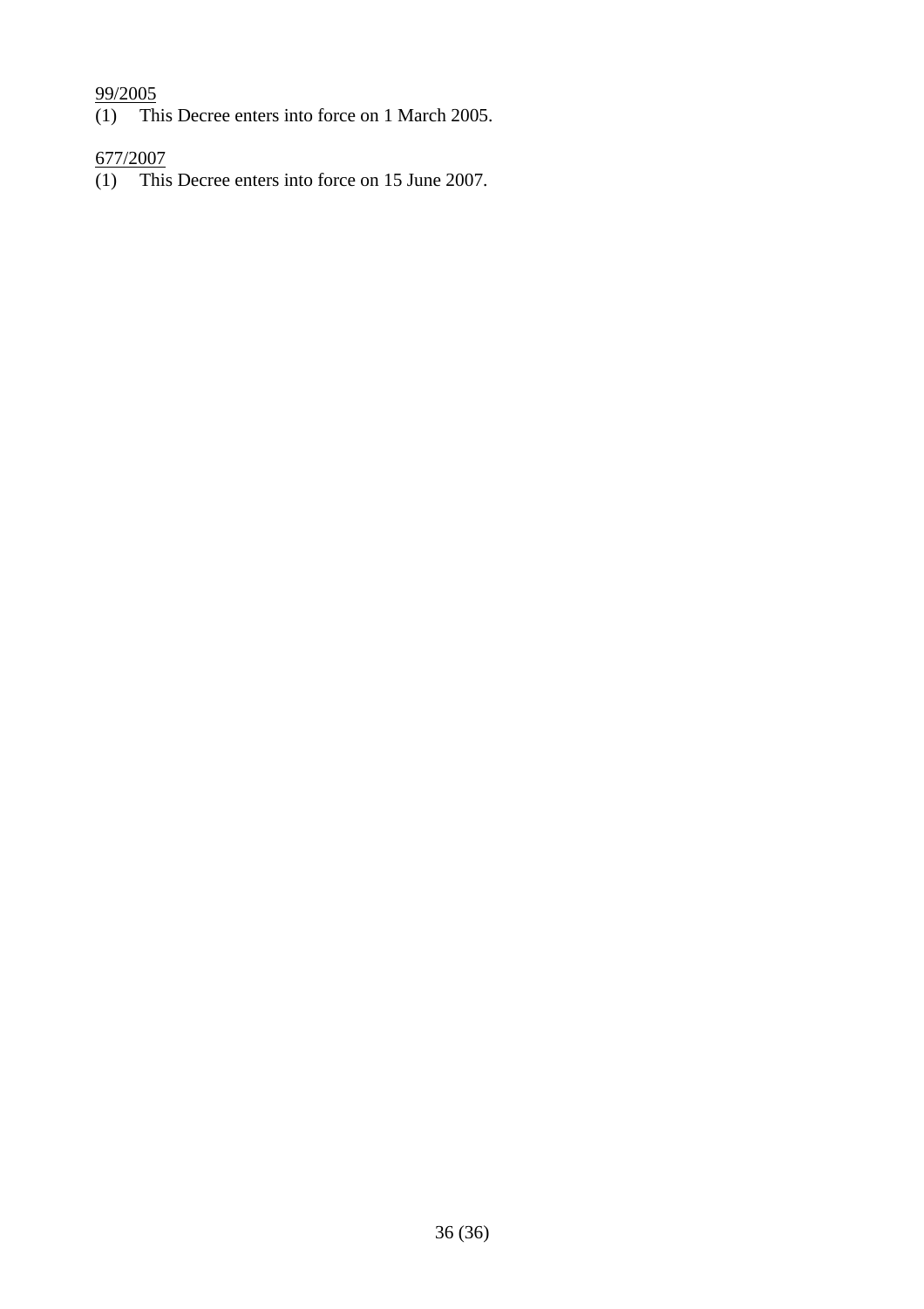<u>99/2005</u>

(1) This Decree enters into force on 1 March 2005.

<u>677/2007</u>

(1) This Decree enters into force on 15 June 2007.